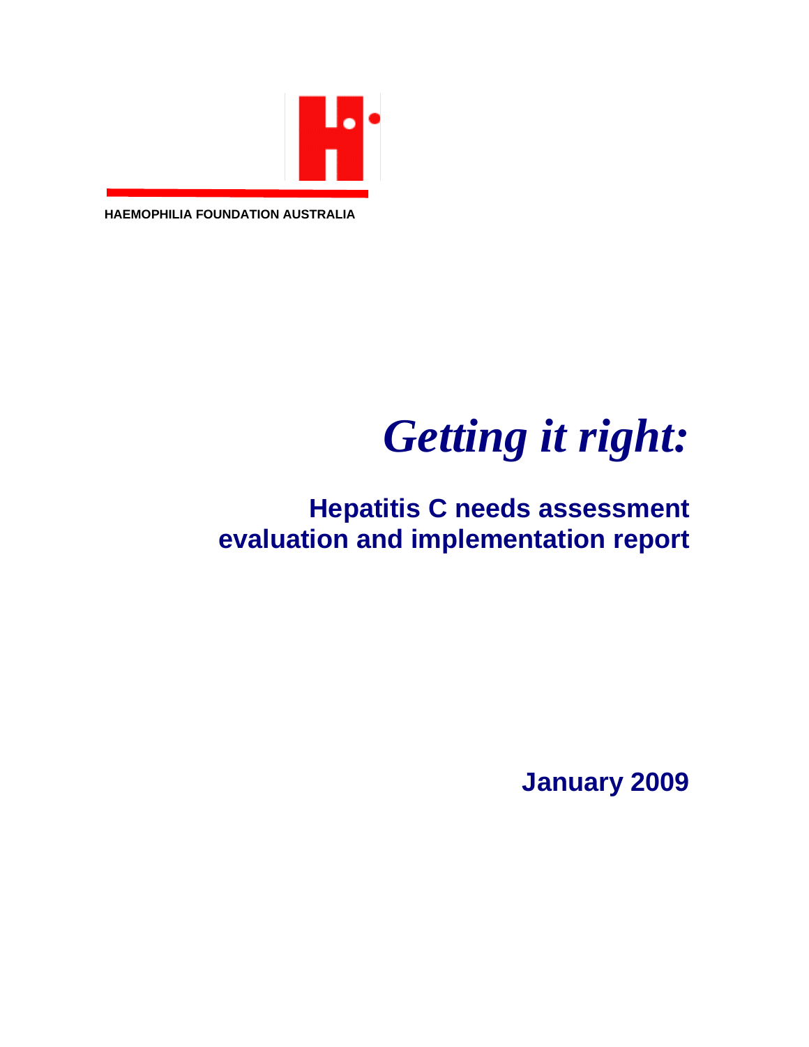HAEMOPHILIA FOUNDATION AUSTRALIA

# *Getting it right:*

## Hepatitis C needs assessment evaluation and implementation report

**January 2009**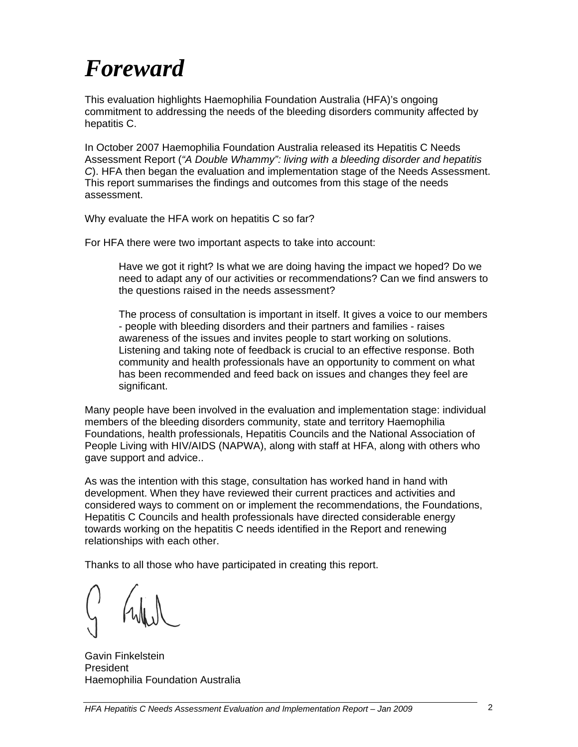# *Foreward*

This evaluation highlights Haemophilia Foundation Australia (HFA)'s ongoing commitment to addressing the needs of the bleeding disorders community affected by hepatitis C.

In October 2007 Haemophilia Foundation Australia released its Hepatitis C Needs Assessment Report (*"A Double Whammy": living with a bleeding disorder and hepatitis C*). HFA then began the evaluation and implementation stage of the Needs Assessment. This report summarises the findings and outcomes from this stage of the needs assessment.

Why evaluate the HFA work on hepatitis C so far?

For HFA there were two important aspects to take into account:

> Have we got it right? Is what we are doing having the impact we hoped? Do we need to adapt any of our activities or recommendations? Can we find answers to the questions raised in the needs assessment?
>
> The process of consultation is important in itself. It gives a voice to our members - people with bleeding disorders and their partners and families - raises awareness of the issues and invites people to start working on solutions. Listening and taking note of feedback is crucial to an effective response. Both community and health professionals have an opportunity to comment on what has been recommended and feed back on issues and changes they feel are significant.

Many people have been involved in the evaluation and implementation stage: individual members of the bleeding disorders community, state and territory Haemophilia Foundations, health professionals, Hepatitis Councils and the National Association of People Living with HIV/AIDS (NAPWA), along with staff at HFA, along with others who gave support and advice..

As was the intention with this stage, consultation has worked hand in hand with development. When they have reviewed their current practices and activities and considered ways to comment on or implement the recommendations, the Foundations, Hepatitis C Councils and health professionals have directed considerable energy towards working on the hepatitis C needs identified in the Report and renewing relationships with each other.

Thanks to all those who have participated in creating this report.

Gavin Finkelstein
President
Haemophilia Foundation Australia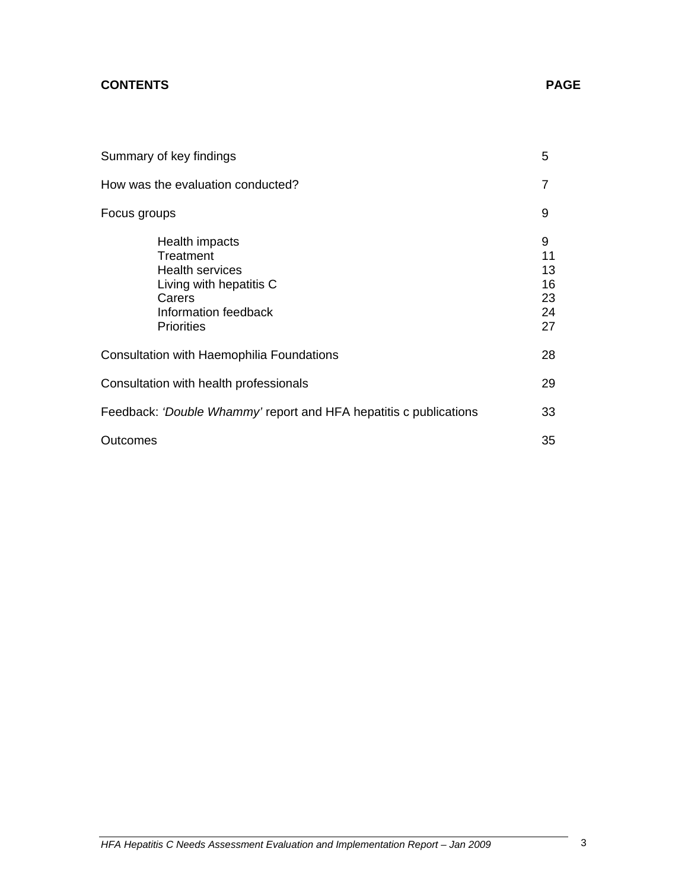## CONTENTS

| | PAGE |
|---|---|
| Summary of key findings | 5 |
| How was the evaluation conducted? | 7 |
| Focus groups | 9 |
| Health impacts | 9 |
| Treatment | 11 |
| Health services | 13 |
| Living with hepatitis C | 16 |
| Carers | 23 |
| Information feedback | 24 |
| Priorities | 27 |
| Consultation with Haemophilia Foundations | 28 |
| Consultation with health professionals | 29 |
| Feedback: *'Double Whammy'* report and HFA hepatitis c publications | 33 |
| Outcomes | 35 |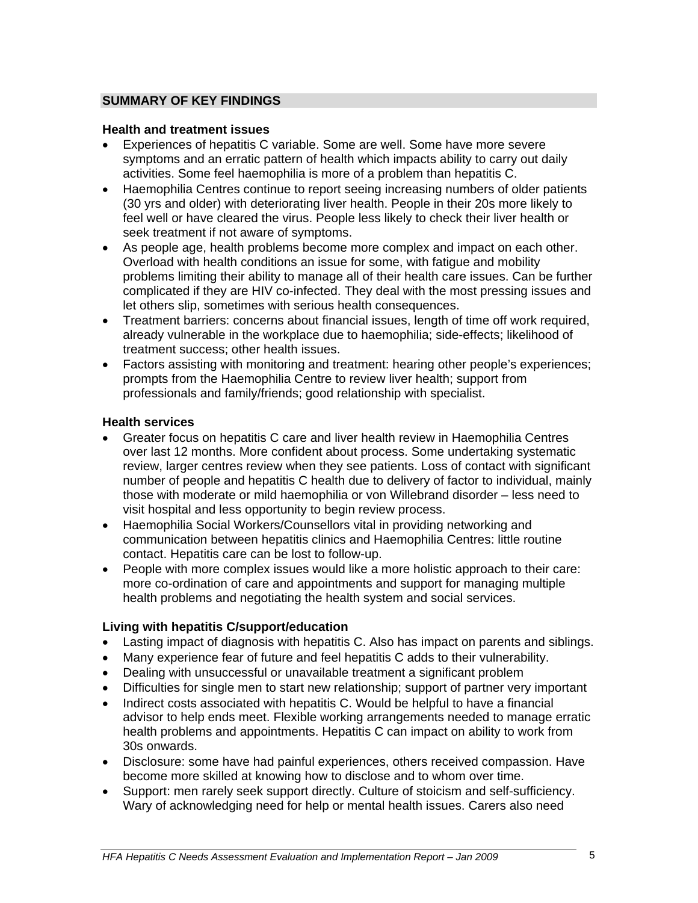## SUMMARY OF KEY FINDINGS

### Health and treatment issues

- Experiences of hepatitis C variable. Some are well. Some have more severe symptoms and an erratic pattern of health which impacts ability to carry out daily activities. Some feel haemophilia is more of a problem than hepatitis C.
- Haemophilia Centres continue to report seeing increasing numbers of older patients (30 yrs and older) with deteriorating liver health. People in their 20s more likely to feel well or have cleared the virus. People less likely to check their liver health or seek treatment if not aware of symptoms.
- As people age, health problems become more complex and impact on each other. Overload with health conditions an issue for some, with fatigue and mobility problems limiting their ability to manage all of their health care issues. Can be further complicated if they are HIV co-infected. They deal with the most pressing issues and let others slip, sometimes with serious health consequences.
- Treatment barriers: concerns about financial issues, length of time off work required, already vulnerable in the workplace due to haemophilia; side-effects; likelihood of treatment success; other health issues.
- Factors assisting with monitoring and treatment: hearing other people's experiences; prompts from the Haemophilia Centre to review liver health; support from professionals and family/friends; good relationship with specialist.

### Health services

- Greater focus on hepatitis C care and liver health review in Haemophilia Centres over last 12 months. More confident about process. Some undertaking systematic review, larger centres review when they see patients. Loss of contact with significant number of people and hepatitis C health due to delivery of factor to individual, mainly those with moderate or mild haemophilia or von Willebrand disorder – less need to visit hospital and less opportunity to begin review process.
- Haemophilia Social Workers/Counsellors vital in providing networking and communication between hepatitis clinics and Haemophilia Centres: little routine contact. Hepatitis care can be lost to follow-up.
- People with more complex issues would like a more holistic approach to their care: more co-ordination of care and appointments and support for managing multiple health problems and negotiating the health system and social services.

### Living with hepatitis C/support/education

- Lasting impact of diagnosis with hepatitis C. Also has impact on parents and siblings.
- Many experience fear of future and feel hepatitis C adds to their vulnerability.
- Dealing with unsuccessful or unavailable treatment a significant problem
- Difficulties for single men to start new relationship; support of partner very important
- Indirect costs associated with hepatitis C. Would be helpful to have a financial advisor to help ends meet. Flexible working arrangements needed to manage erratic health problems and appointments. Hepatitis C can impact on ability to work from 30s onwards.
- Disclosure: some have had painful experiences, others received compassion. Have become more skilled at knowing how to disclose and to whom over time.
- Support: men rarely seek support directly. Culture of stoicism and self-sufficiency. Wary of acknowledging need for help or mental health issues. Carers also need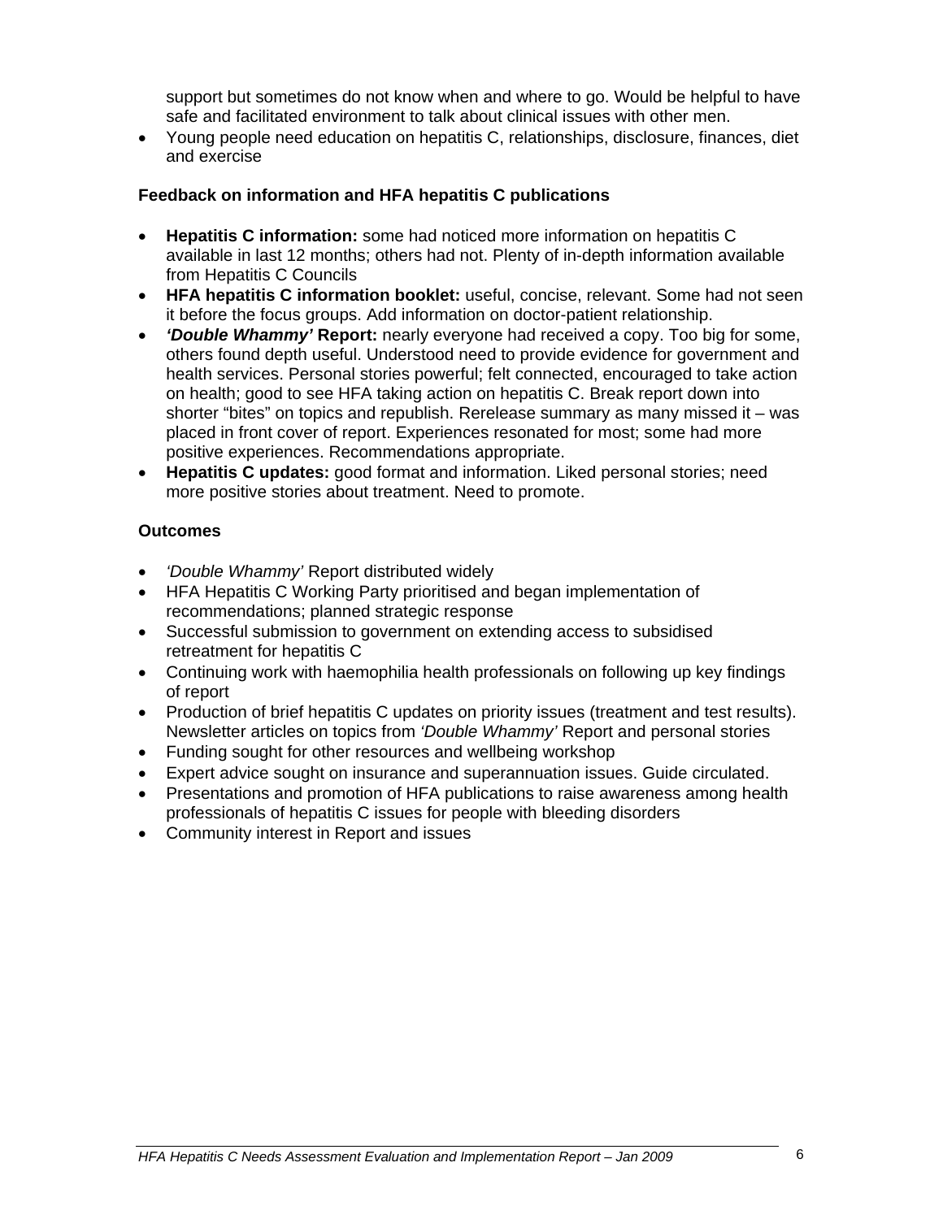support but sometimes do not know when and where to go. Would be helpful to have safe and facilitated environment to talk about clinical issues with other men.

- Young people need education on hepatitis C, relationships, disclosure, finances, diet and exercise

**Feedback on information and HFA hepatitis C publications**

- **Hepatitis C information:** some had noticed more information on hepatitis C available in last 12 months; others had not. Plenty of in-depth information available from Hepatitis C Councils
- **HFA hepatitis C information booklet:** useful, concise, relevant. Some had not seen it before the focus groups. Add information on doctor-patient relationship.
- ***'Double Whammy'* Report:** nearly everyone had received a copy. Too big for some, others found depth useful. Understood need to provide evidence for government and health services. Personal stories powerful; felt connected, encouraged to take action on health; good to see HFA taking action on hepatitis C. Break report down into shorter "bites" on topics and republish. Rerelease summary as many missed it – was placed in front cover of report. Experiences resonated for most; some had more positive experiences. Recommendations appropriate.
- **Hepatitis C updates:** good format and information. Liked personal stories; need more positive stories about treatment. Need to promote.

**Outcomes**

- *'Double Whammy'* Report distributed widely
- HFA Hepatitis C Working Party prioritised and began implementation of recommendations; planned strategic response
- Successful submission to government on extending access to subsidised retreatment for hepatitis C
- Continuing work with haemophilia health professionals on following up key findings of report
- Production of brief hepatitis C updates on priority issues (treatment and test results). Newsletter articles on topics from *'Double Whammy'* Report and personal stories
- Funding sought for other resources and wellbeing workshop
- Expert advice sought on insurance and superannuation issues. Guide circulated.
- Presentations and promotion of HFA publications to raise awareness among health professionals of hepatitis C issues for people with bleeding disorders
- Community interest in Report and issues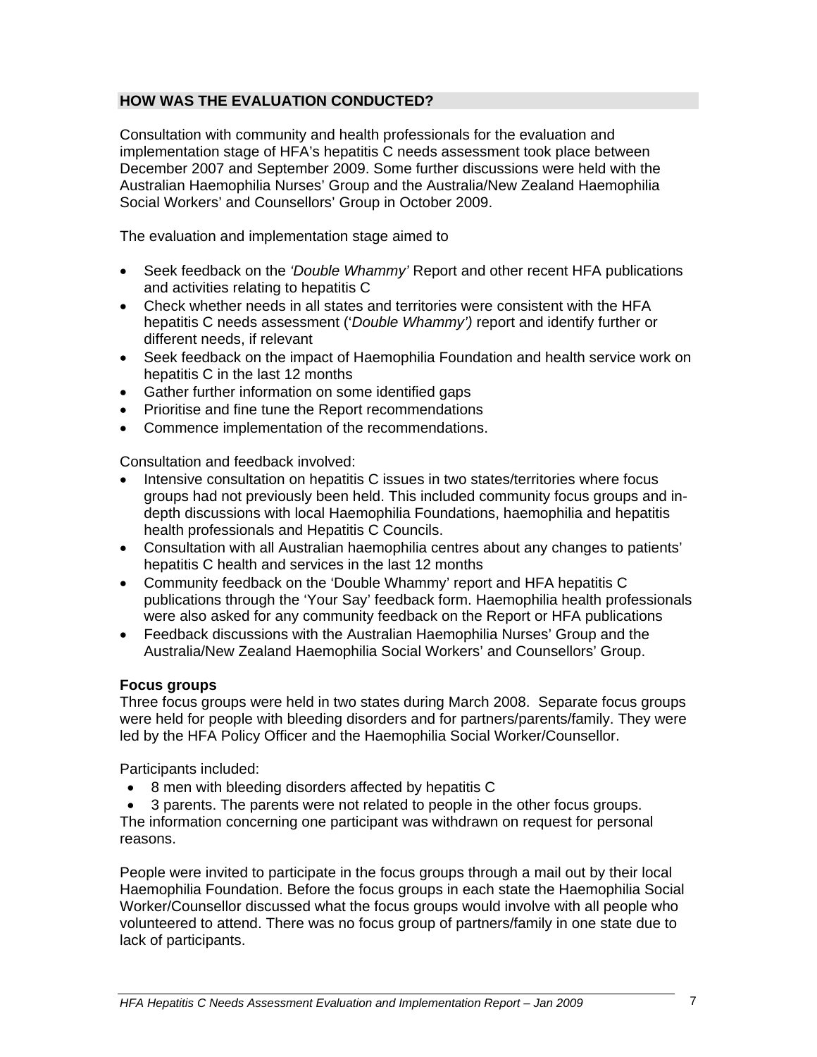## HOW WAS THE EVALUATION CONDUCTED?

Consultation with community and health professionals for the evaluation and implementation stage of HFA's hepatitis C needs assessment took place between December 2007 and September 2009. Some further discussions were held with the Australian Haemophilia Nurses' Group and the Australia/New Zealand Haemophilia Social Workers' and Counsellors' Group in October 2009.

The evaluation and implementation stage aimed to

- Seek feedback on the *'Double Whammy'* Report and other recent HFA publications and activities relating to hepatitis C
- Check whether needs in all states and territories were consistent with the HFA hepatitis C needs assessment ('*Double Whammy')* report and identify further or different needs, if relevant
- Seek feedback on the impact of Haemophilia Foundation and health service work on hepatitis C in the last 12 months
- Gather further information on some identified gaps
- Prioritise and fine tune the Report recommendations
- Commence implementation of the recommendations.

Consultation and feedback involved:

- Intensive consultation on hepatitis C issues in two states/territories where focus groups had not previously been held. This included community focus groups and in-depth discussions with local Haemophilia Foundations, haemophilia and hepatitis health professionals and Hepatitis C Councils.
- Consultation with all Australian haemophilia centres about any changes to patients' hepatitis C health and services in the last 12 months
- Community feedback on the 'Double Whammy' report and HFA hepatitis C publications through the 'Your Say' feedback form. Haemophilia health professionals were also asked for any community feedback on the Report or HFA publications
- Feedback discussions with the Australian Haemophilia Nurses' Group and the Australia/New Zealand Haemophilia Social Workers' and Counsellors' Group.

### Focus groups

Three focus groups were held in two states during March 2008. Separate focus groups were held for people with bleeding disorders and for partners/parents/family. They were led by the HFA Policy Officer and the Haemophilia Social Worker/Counsellor.

Participants included:

- 8 men with bleeding disorders affected by hepatitis C
- 3 parents. The parents were not related to people in the other focus groups.

The information concerning one participant was withdrawn on request for personal reasons.

People were invited to participate in the focus groups through a mail out by their local Haemophilia Foundation. Before the focus groups in each state the Haemophilia Social Worker/Counsellor discussed what the focus groups would involve with all people who volunteered to attend. There was no focus group of partners/family in one state due to lack of participants.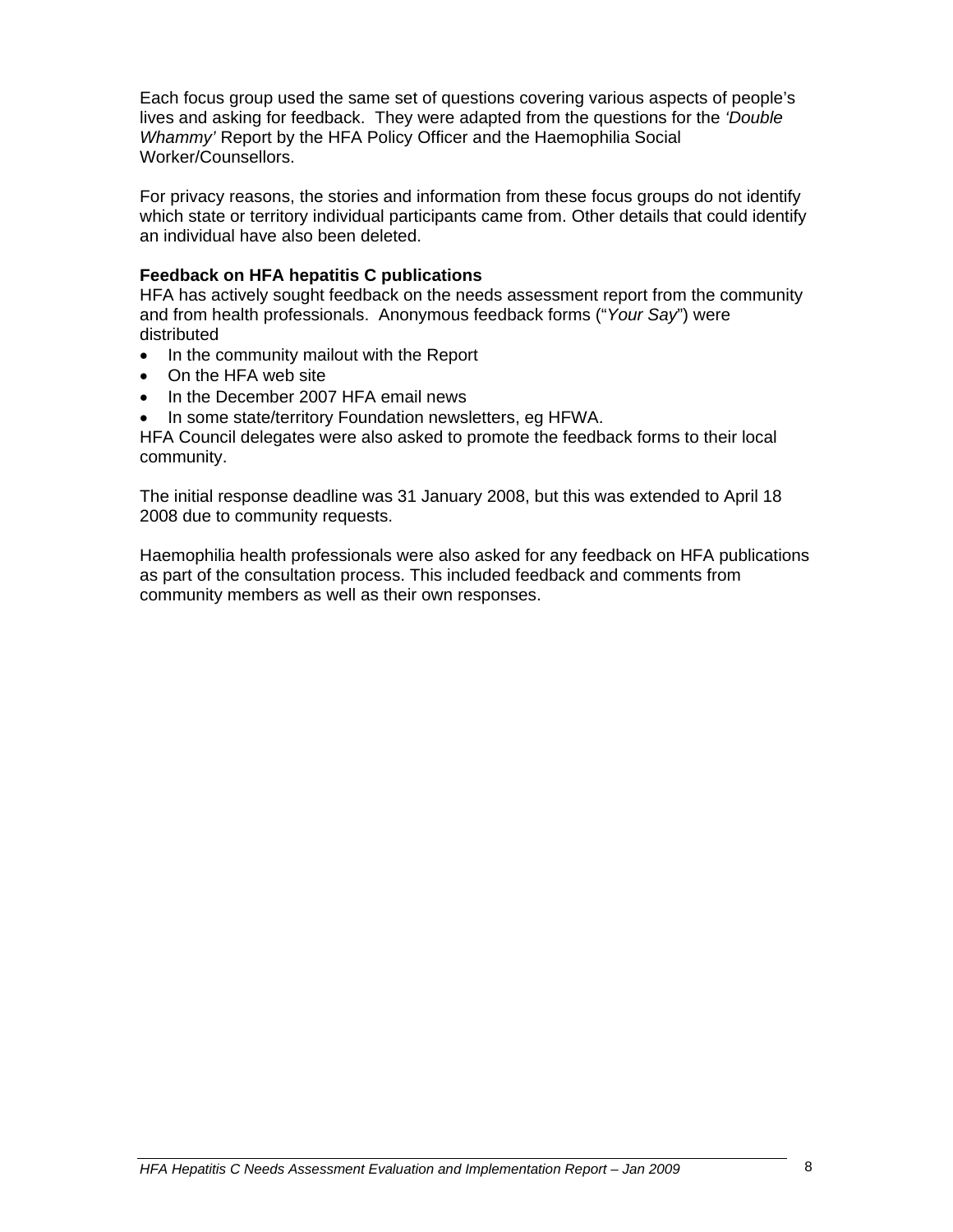Each focus group used the same set of questions covering various aspects of people's lives and asking for feedback. They were adapted from the questions for the *'Double Whammy'* Report by the HFA Policy Officer and the Haemophilia Social Worker/Counsellors.

For privacy reasons, the stories and information from these focus groups do not identify which state or territory individual participants came from. Other details that could identify an individual have also been deleted.

**Feedback on HFA hepatitis C publications**

HFA has actively sought feedback on the needs assessment report from the community and from health professionals. Anonymous feedback forms ("*Your Say*") were distributed

- In the community mailout with the Report
- On the HFA web site
- In the December 2007 HFA email news
- In some state/territory Foundation newsletters, eg HFWA.

HFA Council delegates were also asked to promote the feedback forms to their local community.

The initial response deadline was 31 January 2008, but this was extended to April 18 2008 due to community requests.

Haemophilia health professionals were also asked for any feedback on HFA publications as part of the consultation process. This included feedback and comments from community members as well as their own responses.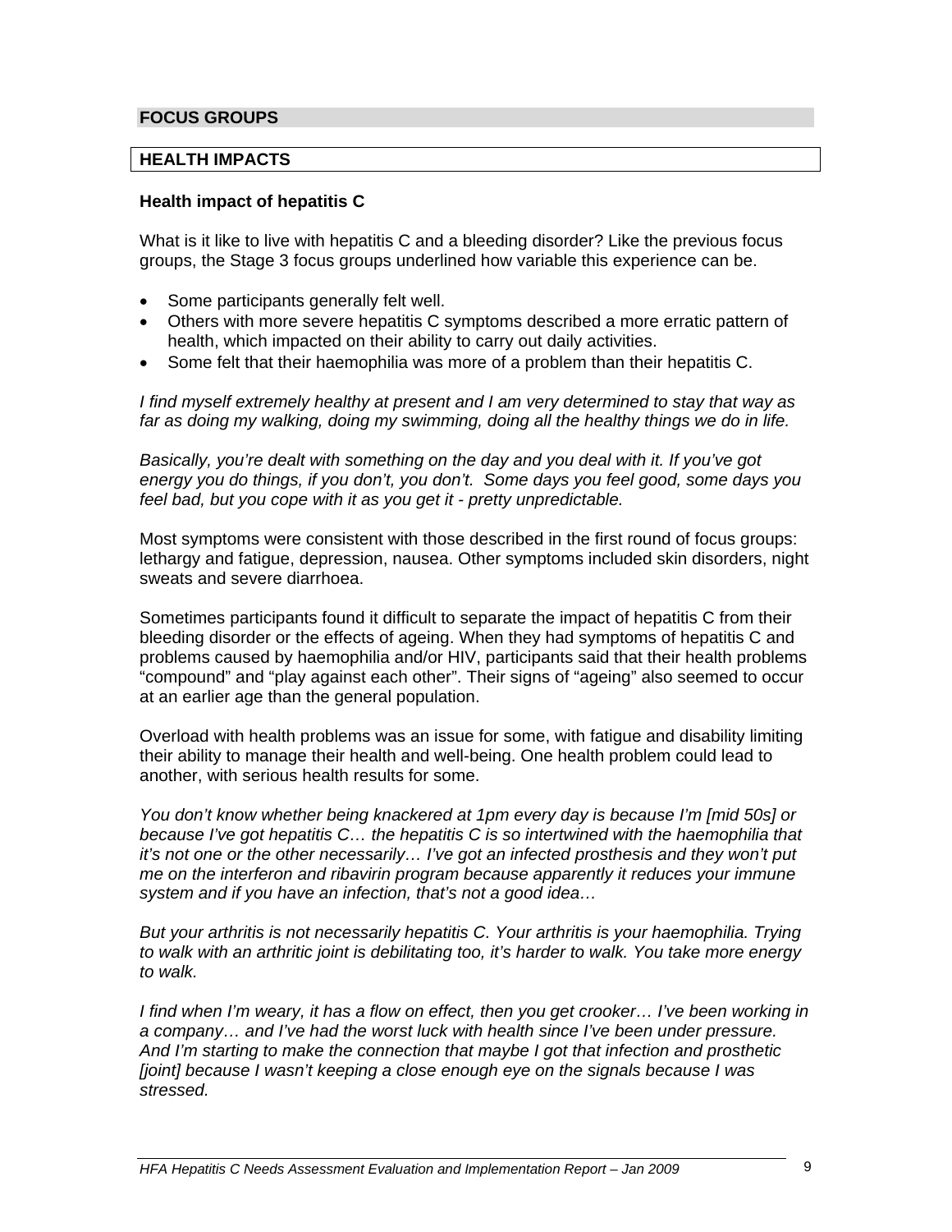## FOCUS GROUPS

## HEALTH IMPACTS

### Health impact of hepatitis C

What is it like to live with hepatitis C and a bleeding disorder? Like the previous focus groups, the Stage 3 focus groups underlined how variable this experience can be.

- Some participants generally felt well.
- Others with more severe hepatitis C symptoms described a more erratic pattern of health, which impacted on their ability to carry out daily activities.
- Some felt that their haemophilia was more of a problem than their hepatitis C.

*I find myself extremely healthy at present and I am very determined to stay that way as far as doing my walking, doing my swimming, doing all the healthy things we do in life.*

*Basically, you're dealt with something on the day and you deal with it. If you've got energy you do things, if you don't, you don't. Some days you feel good, some days you feel bad, but you cope with it as you get it - pretty unpredictable.*

Most symptoms were consistent with those described in the first round of focus groups: lethargy and fatigue, depression, nausea. Other symptoms included skin disorders, night sweats and severe diarrhoea.

Sometimes participants found it difficult to separate the impact of hepatitis C from their bleeding disorder or the effects of ageing. When they had symptoms of hepatitis C and problems caused by haemophilia and/or HIV, participants said that their health problems "compound" and "play against each other". Their signs of "ageing" also seemed to occur at an earlier age than the general population.

Overload with health problems was an issue for some, with fatigue and disability limiting their ability to manage their health and well-being. One health problem could lead to another, with serious health results for some.

*You don't know whether being knackered at 1pm every day is because I'm [mid 50s] or because I've got hepatitis C… the hepatitis C is so intertwined with the haemophilia that it's not one or the other necessarily… I've got an infected prosthesis and they won't put me on the interferon and ribavirin program because apparently it reduces your immune system and if you have an infection, that's not a good idea…*

*But your arthritis is not necessarily hepatitis C. Your arthritis is your haemophilia. Trying to walk with an arthritic joint is debilitating too, it's harder to walk. You take more energy to walk.*

*I find when I'm weary, it has a flow on effect, then you get crooker… I've been working in a company… and I've had the worst luck with health since I've been under pressure. And I'm starting to make the connection that maybe I got that infection and prosthetic [joint] because I wasn't keeping a close enough eye on the signals because I was stressed.*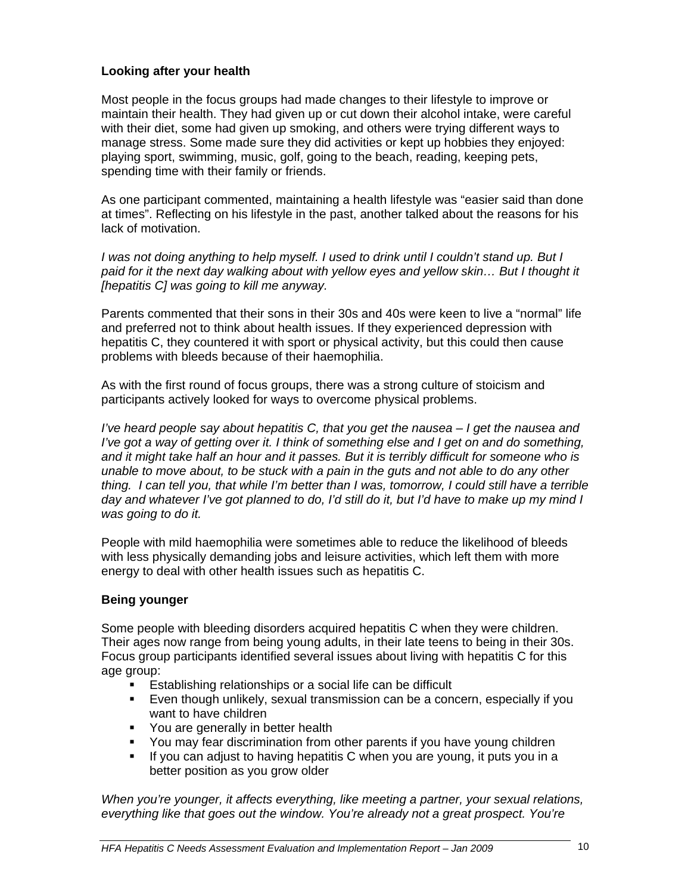### Looking after your health

Most people in the focus groups had made changes to their lifestyle to improve or maintain their health. They had given up or cut down their alcohol intake, were careful with their diet, some had given up smoking, and others were trying different ways to manage stress. Some made sure they did activities or kept up hobbies they enjoyed: playing sport, swimming, music, golf, going to the beach, reading, keeping pets, spending time with their family or friends.

As one participant commented, maintaining a health lifestyle was "easier said than done at times". Reflecting on his lifestyle in the past, another talked about the reasons for his lack of motivation.

*I was not doing anything to help myself. I used to drink until I couldn't stand up. But I paid for it the next day walking about with yellow eyes and yellow skin… But I thought it [hepatitis C] was going to kill me anyway.*

Parents commented that their sons in their 30s and 40s were keen to live a "normal" life and preferred not to think about health issues. If they experienced depression with hepatitis C, they countered it with sport or physical activity, but this could then cause problems with bleeds because of their haemophilia.

As with the first round of focus groups, there was a strong culture of stoicism and participants actively looked for ways to overcome physical problems.

*I've heard people say about hepatitis C, that you get the nausea – I get the nausea and I've got a way of getting over it. I think of something else and I get on and do something, and it might take half an hour and it passes. But it is terribly difficult for someone who is unable to move about, to be stuck with a pain in the guts and not able to do any other thing. I can tell you, that while I'm better than I was, tomorrow, I could still have a terrible day and whatever I've got planned to do, I'd still do it, but I'd have to make up my mind I was going to do it.*

People with mild haemophilia were sometimes able to reduce the likelihood of bleeds with less physically demanding jobs and leisure activities, which left them with more energy to deal with other health issues such as hepatitis C.

### Being younger

Some people with bleeding disorders acquired hepatitis C when they were children. Their ages now range from being young adults, in their late teens to being in their 30s. Focus group participants identified several issues about living with hepatitis C for this age group:

- Establishing relationships or a social life can be difficult
- Even though unlikely, sexual transmission can be a concern, especially if you want to have children
- You are generally in better health
- You may fear discrimination from other parents if you have young children
- If you can adjust to having hepatitis C when you are young, it puts you in a better position as you grow older

*When you're younger, it affects everything, like meeting a partner, your sexual relations, everything like that goes out the window. You're already not a great prospect. You're*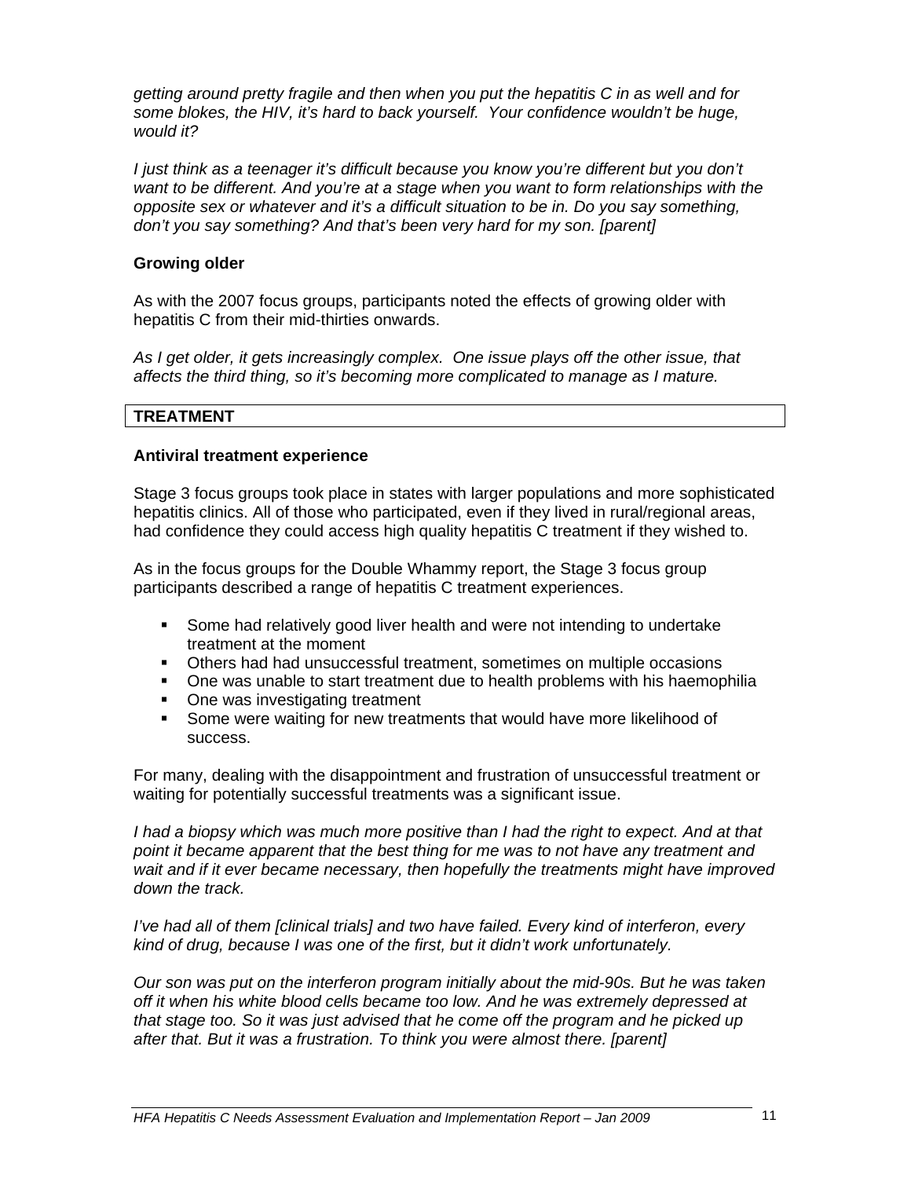*getting around pretty fragile and then when you put the hepatitis C in as well and for some blokes, the HIV, it's hard to back yourself. Your confidence wouldn't be huge, would it?*

*I just think as a teenager it's difficult because you know you're different but you don't want to be different. And you're at a stage when you want to form relationships with the opposite sex or whatever and it's a difficult situation to be in. Do you say something, don't you say something? And that's been very hard for my son. [parent]*

### Growing older

As with the 2007 focus groups, participants noted the effects of growing older with hepatitis C from their mid-thirties onwards.

*As I get older, it gets increasingly complex. One issue plays off the other issue, that affects the third thing, so it's becoming more complicated to manage as I mature.*

## TREATMENT

### Antiviral treatment experience

Stage 3 focus groups took place in states with larger populations and more sophisticated hepatitis clinics. All of those who participated, even if they lived in rural/regional areas, had confidence they could access high quality hepatitis C treatment if they wished to.

As in the focus groups for the Double Whammy report, the Stage 3 focus group participants described a range of hepatitis C treatment experiences.

- Some had relatively good liver health and were not intending to undertake treatment at the moment
- Others had had unsuccessful treatment, sometimes on multiple occasions
- One was unable to start treatment due to health problems with his haemophilia
- One was investigating treatment
- Some were waiting for new treatments that would have more likelihood of success.

For many, dealing with the disappointment and frustration of unsuccessful treatment or waiting for potentially successful treatments was a significant issue.

*I had a biopsy which was much more positive than I had the right to expect. And at that point it became apparent that the best thing for me was to not have any treatment and wait and if it ever became necessary, then hopefully the treatments might have improved down the track.*

*I've had all of them [clinical trials] and two have failed. Every kind of interferon, every kind of drug, because I was one of the first, but it didn't work unfortunately.*

*Our son was put on the interferon program initially about the mid-90s. But he was taken off it when his white blood cells became too low. And he was extremely depressed at that stage too. So it was just advised that he come off the program and he picked up after that. But it was a frustration. To think you were almost there. [parent]*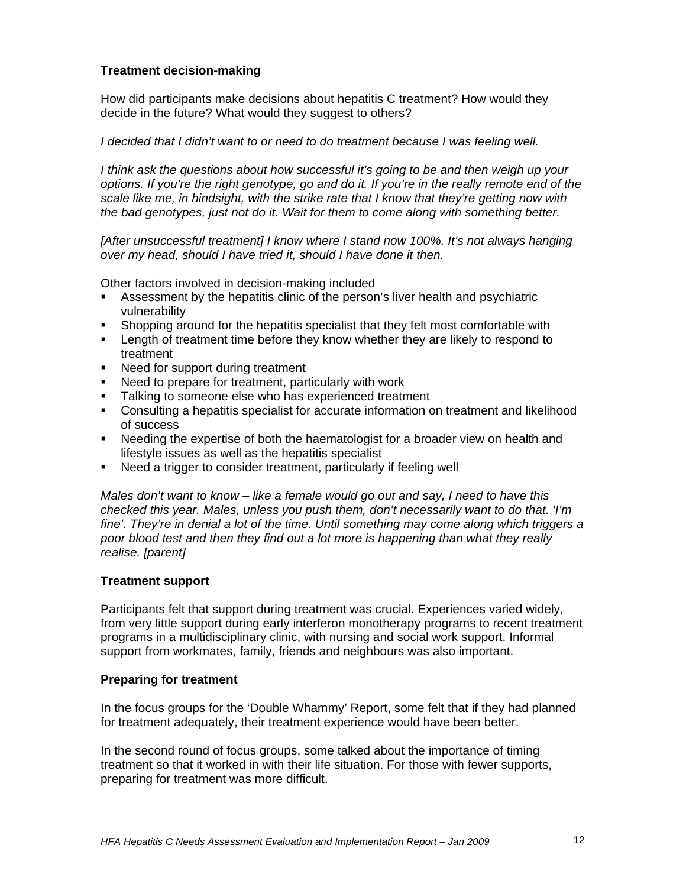### Treatment decision-making

How did participants make decisions about hepatitis C treatment? How would they decide in the future? What would they suggest to others?

*I decided that I didn't want to or need to do treatment because I was feeling well.*

*I think ask the questions about how successful it's going to be and then weigh up your options. If you're the right genotype, go and do it. If you're in the really remote end of the scale like me, in hindsight, with the strike rate that I know that they're getting now with the bad genotypes, just not do it. Wait for them to come along with something better.*

*[After unsuccessful treatment] I know where I stand now 100%. It's not always hanging over my head, should I have tried it, should I have done it then.*

Other factors involved in decision-making included

- Assessment by the hepatitis clinic of the person's liver health and psychiatric vulnerability
- Shopping around for the hepatitis specialist that they felt most comfortable with
- Length of treatment time before they know whether they are likely to respond to treatment
- Need for support during treatment
- Need to prepare for treatment, particularly with work
- Talking to someone else who has experienced treatment
- Consulting a hepatitis specialist for accurate information on treatment and likelihood of success
- Needing the expertise of both the haematologist for a broader view on health and lifestyle issues as well as the hepatitis specialist
- Need a trigger to consider treatment, particularly if feeling well

*Males don't want to know – like a female would go out and say, I need to have this checked this year. Males, unless you push them, don't necessarily want to do that. 'I'm fine'. They're in denial a lot of the time. Until something may come along which triggers a poor blood test and then they find out a lot more is happening than what they really realise. [parent]*

### Treatment support

Participants felt that support during treatment was crucial. Experiences varied widely, from very little support during early interferon monotherapy programs to recent treatment programs in a multidisciplinary clinic, with nursing and social work support. Informal support from workmates, family, friends and neighbours was also important.

### Preparing for treatment

In the focus groups for the 'Double Whammy' Report, some felt that if they had planned for treatment adequately, their treatment experience would have been better.

In the second round of focus groups, some talked about the importance of timing treatment so that it worked in with their life situation. For those with fewer supports, preparing for treatment was more difficult.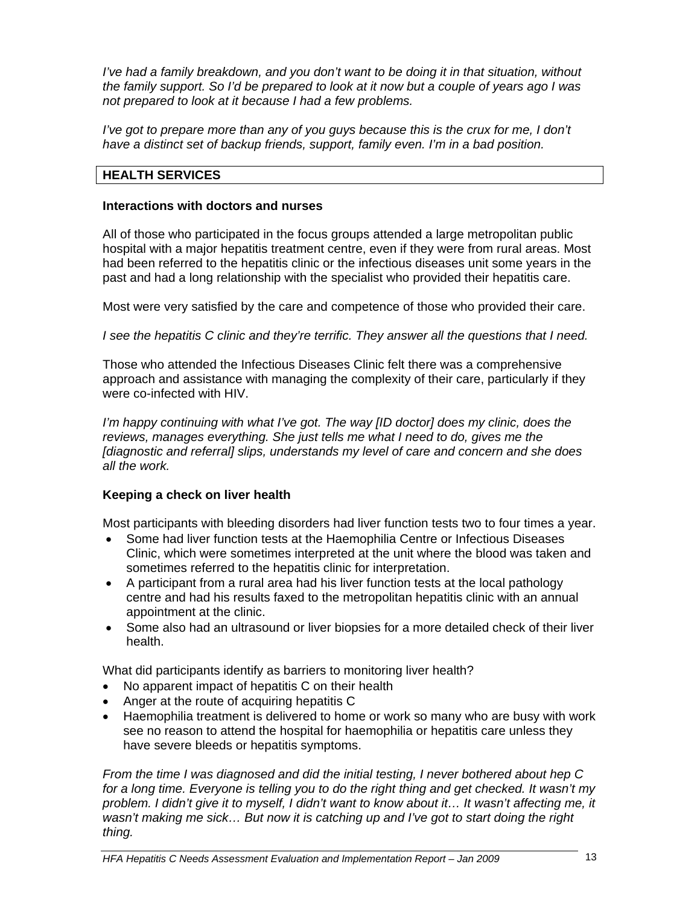*I've had a family breakdown, and you don't want to be doing it in that situation, without the family support. So I'd be prepared to look at it now but a couple of years ago I was not prepared to look at it because I had a few problems.*

*I've got to prepare more than any of you guys because this is the crux for me, I don't have a distinct set of backup friends, support, family even. I'm in a bad position.*

## HEALTH SERVICES

### Interactions with doctors and nurses

All of those who participated in the focus groups attended a large metropolitan public hospital with a major hepatitis treatment centre, even if they were from rural areas. Most had been referred to the hepatitis clinic or the infectious diseases unit some years in the past and had a long relationship with the specialist who provided their hepatitis care.

Most were very satisfied by the care and competence of those who provided their care.

*I see the hepatitis C clinic and they're terrific. They answer all the questions that I need.*

Those who attended the Infectious Diseases Clinic felt there was a comprehensive approach and assistance with managing the complexity of their care, particularly if they were co-infected with HIV.

*I'm happy continuing with what I've got. The way [ID doctor] does my clinic, does the reviews, manages everything. She just tells me what I need to do, gives me the [diagnostic and referral] slips, understands my level of care and concern and she does all the work.*

### Keeping a check on liver health

Most participants with bleeding disorders had liver function tests two to four times a year.

- Some had liver function tests at the Haemophilia Centre or Infectious Diseases Clinic, which were sometimes interpreted at the unit where the blood was taken and sometimes referred to the hepatitis clinic for interpretation.
- A participant from a rural area had his liver function tests at the local pathology centre and had his results faxed to the metropolitan hepatitis clinic with an annual appointment at the clinic.
- Some also had an ultrasound or liver biopsies for a more detailed check of their liver health.

What did participants identify as barriers to monitoring liver health?

- No apparent impact of hepatitis C on their health
- Anger at the route of acquiring hepatitis C
- Haemophilia treatment is delivered to home or work so many who are busy with work see no reason to attend the hospital for haemophilia or hepatitis care unless they have severe bleeds or hepatitis symptoms.

*From the time I was diagnosed and did the initial testing, I never bothered about hep C for a long time. Everyone is telling you to do the right thing and get checked. It wasn't my problem. I didn't give it to myself, I didn't want to know about it… It wasn't affecting me, it wasn't making me sick… But now it is catching up and I've got to start doing the right thing.*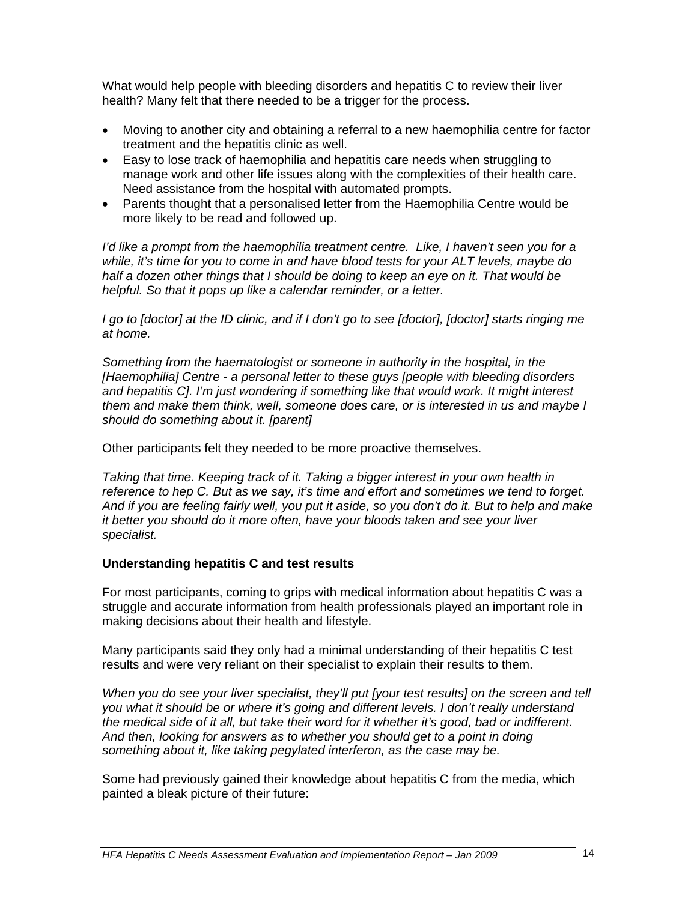What would help people with bleeding disorders and hepatitis C to review their liver health? Many felt that there needed to be a trigger for the process.

- Moving to another city and obtaining a referral to a new haemophilia centre for factor treatment and the hepatitis clinic as well.
- Easy to lose track of haemophilia and hepatitis care needs when struggling to manage work and other life issues along with the complexities of their health care. Need assistance from the hospital with automated prompts.
- Parents thought that a personalised letter from the Haemophilia Centre would be more likely to be read and followed up.

*I'd like a prompt from the haemophilia treatment centre. Like, I haven't seen you for a while, it's time for you to come in and have blood tests for your ALT levels, maybe do half a dozen other things that I should be doing to keep an eye on it. That would be helpful. So that it pops up like a calendar reminder, or a letter.*

*I go to [doctor] at the ID clinic, and if I don't go to see [doctor], [doctor] starts ringing me at home.*

*Something from the haematologist or someone in authority in the hospital, in the [Haemophilia] Centre - a personal letter to these guys [people with bleeding disorders and hepatitis C]. I'm just wondering if something like that would work. It might interest them and make them think, well, someone does care, or is interested in us and maybe I should do something about it. [parent]*

Other participants felt they needed to be more proactive themselves.

*Taking that time. Keeping track of it. Taking a bigger interest in your own health in reference to hep C. But as we say, it's time and effort and sometimes we tend to forget. And if you are feeling fairly well, you put it aside, so you don't do it. But to help and make it better you should do it more often, have your bloods taken and see your liver specialist.*

**Understanding hepatitis C and test results**

For most participants, coming to grips with medical information about hepatitis C was a struggle and accurate information from health professionals played an important role in making decisions about their health and lifestyle.

Many participants said they only had a minimal understanding of their hepatitis C test results and were very reliant on their specialist to explain their results to them.

*When you do see your liver specialist, they'll put [your test results] on the screen and tell you what it should be or where it's going and different levels. I don't really understand the medical side of it all, but take their word for it whether it's good, bad or indifferent. And then, looking for answers as to whether you should get to a point in doing something about it, like taking pegylated interferon, as the case may be.*

Some had previously gained their knowledge about hepatitis C from the media, which painted a bleak picture of their future: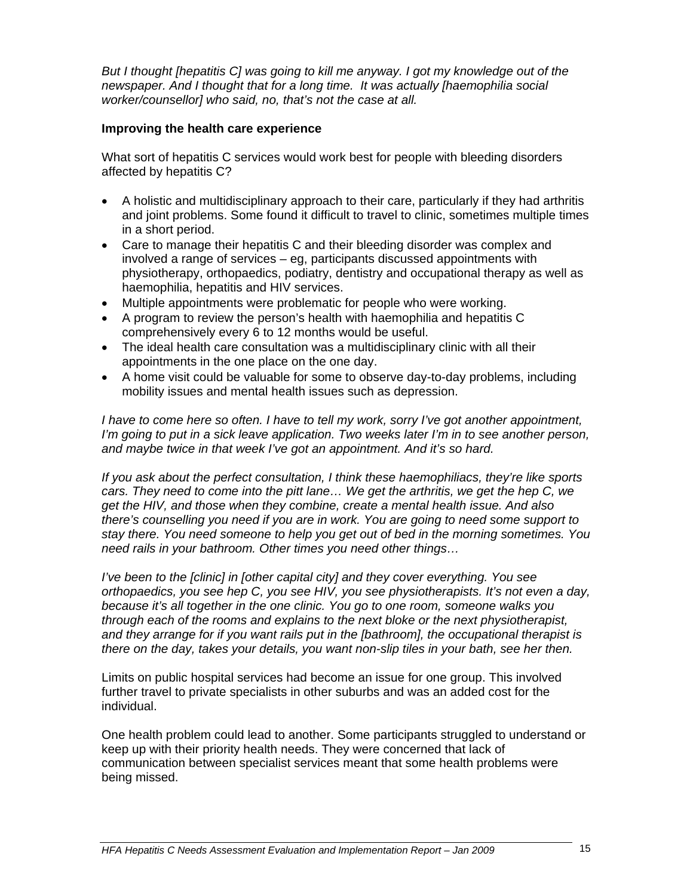*But I thought [hepatitis C] was going to kill me anyway. I got my knowledge out of the newspaper. And I thought that for a long time. It was actually [haemophilia social worker/counsellor] who said, no, that's not the case at all.*

### Improving the health care experience

What sort of hepatitis C services would work best for people with bleeding disorders affected by hepatitis C?

- A holistic and multidisciplinary approach to their care, particularly if they had arthritis and joint problems. Some found it difficult to travel to clinic, sometimes multiple times in a short period.
- Care to manage their hepatitis C and their bleeding disorder was complex and involved a range of services – eg, participants discussed appointments with physiotherapy, orthopaedics, podiatry, dentistry and occupational therapy as well as haemophilia, hepatitis and HIV services.
- Multiple appointments were problematic for people who were working.
- A program to review the person's health with haemophilia and hepatitis C comprehensively every 6 to 12 months would be useful.
- The ideal health care consultation was a multidisciplinary clinic with all their appointments in the one place on the one day.
- A home visit could be valuable for some to observe day-to-day problems, including mobility issues and mental health issues such as depression.

*I have to come here so often. I have to tell my work, sorry I've got another appointment, I'm going to put in a sick leave application. Two weeks later I'm in to see another person, and maybe twice in that week I've got an appointment. And it's so hard.*

*If you ask about the perfect consultation, I think these haemophiliacs, they're like sports cars. They need to come into the pitt lane… We get the arthritis, we get the hep C, we get the HIV, and those when they combine, create a mental health issue. And also there's counselling you need if you are in work. You are going to need some support to stay there. You need someone to help you get out of bed in the morning sometimes. You need rails in your bathroom. Other times you need other things…*

*I've been to the [clinic] in [other capital city] and they cover everything. You see orthopaedics, you see hep C, you see HIV, you see physiotherapists. It's not even a day, because it's all together in the one clinic. You go to one room, someone walks you through each of the rooms and explains to the next bloke or the next physiotherapist, and they arrange for if you want rails put in the [bathroom], the occupational therapist is there on the day, takes your details, you want non-slip tiles in your bath, see her then.*

Limits on public hospital services had become an issue for one group. This involved further travel to private specialists in other suburbs and was an added cost for the individual.

One health problem could lead to another. Some participants struggled to understand or keep up with their priority health needs. They were concerned that lack of communication between specialist services meant that some health problems were being missed.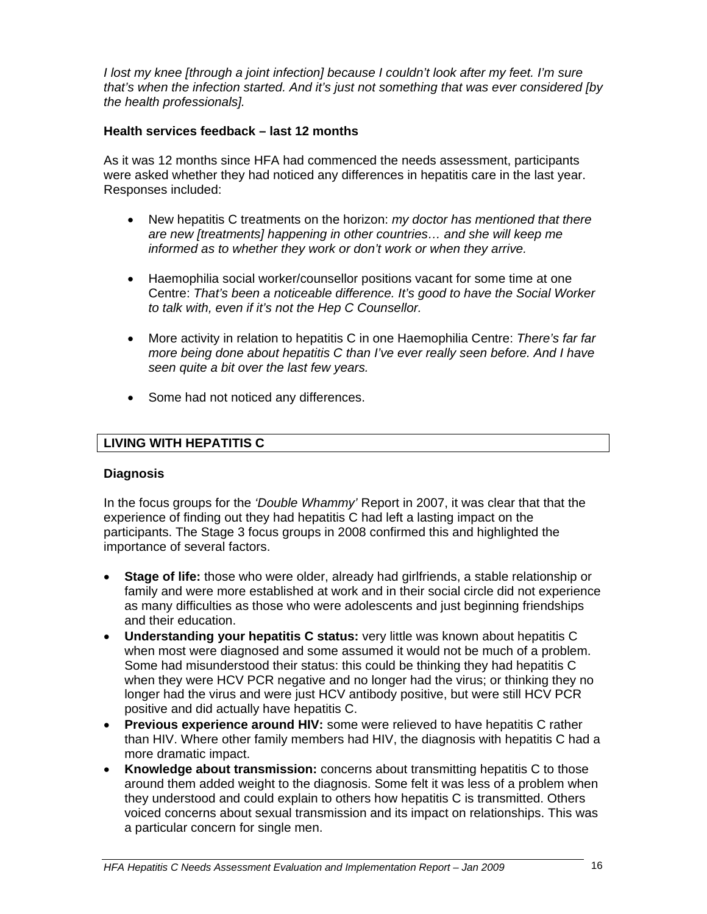*I lost my knee [through a joint infection] because I couldn't look after my feet. I'm sure that's when the infection started. And it's just not something that was ever considered [by the health professionals].*

### Health services feedback – last 12 months

As it was 12 months since HFA had commenced the needs assessment, participants were asked whether they had noticed any differences in hepatitis care in the last year. Responses included:

- New hepatitis C treatments on the horizon: *my doctor has mentioned that there are new [treatments] happening in other countries… and she will keep me informed as to whether they work or don't work or when they arrive.*
- Haemophilia social worker/counsellor positions vacant for some time at one Centre: *That's been a noticeable difference. It's good to have the Social Worker to talk with, even if it's not the Hep C Counsellor.*
- More activity in relation to hepatitis C in one Haemophilia Centre: *There's far far more being done about hepatitis C than I've ever really seen before. And I have seen quite a bit over the last few years.*
- Some had not noticed any differences.

## LIVING WITH HEPATITIS C

### Diagnosis

In the focus groups for the *'Double Whammy'* Report in 2007, it was clear that that the experience of finding out they had hepatitis C had left a lasting impact on the participants. The Stage 3 focus groups in 2008 confirmed this and highlighted the importance of several factors.

- **Stage of life:** those who were older, already had girlfriends, a stable relationship or family and were more established at work and in their social circle did not experience as many difficulties as those who were adolescents and just beginning friendships and their education.
- **Understanding your hepatitis C status:** very little was known about hepatitis C when most were diagnosed and some assumed it would not be much of a problem. Some had misunderstood their status: this could be thinking they had hepatitis C when they were HCV PCR negative and no longer had the virus; or thinking they no longer had the virus and were just HCV antibody positive, but were still HCV PCR positive and did actually have hepatitis C.
- **Previous experience around HIV:** some were relieved to have hepatitis C rather than HIV. Where other family members had HIV, the diagnosis with hepatitis C had a more dramatic impact.
- **Knowledge about transmission:** concerns about transmitting hepatitis C to those around them added weight to the diagnosis. Some felt it was less of a problem when they understood and could explain to others how hepatitis C is transmitted. Others voiced concerns about sexual transmission and its impact on relationships. This was a particular concern for single men.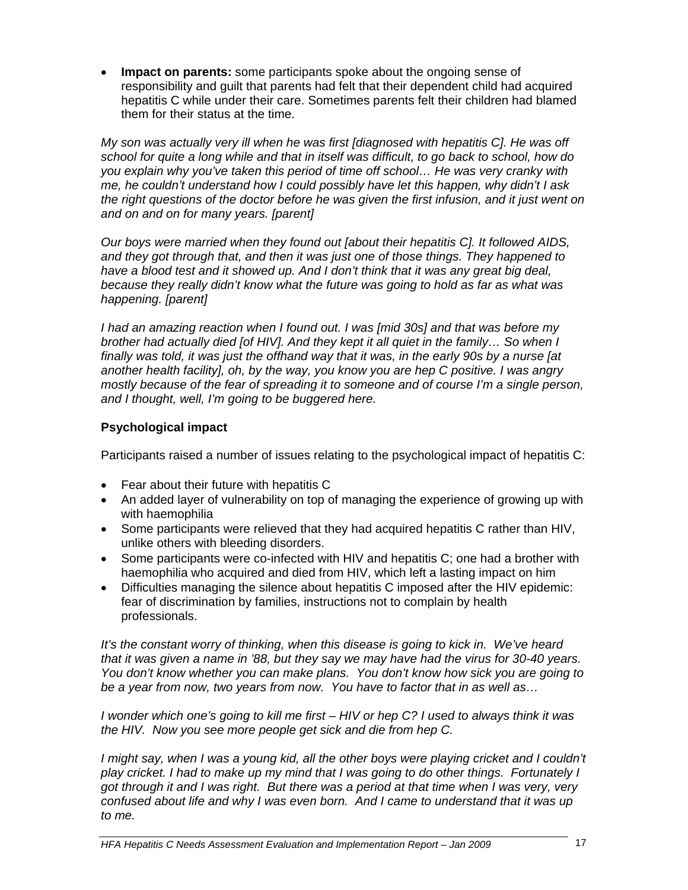- **Impact on parents:** some participants spoke about the ongoing sense of responsibility and guilt that parents had felt that their dependent child had acquired hepatitis C while under their care. Sometimes parents felt their children had blamed them for their status at the time.

*My son was actually very ill when he was first [diagnosed with hepatitis C]. He was off school for quite a long while and that in itself was difficult, to go back to school, how do you explain why you've taken this period of time off school… He was very cranky with me, he couldn't understand how I could possibly have let this happen, why didn't I ask the right questions of the doctor before he was given the first infusion, and it just went on and on and on for many years. [parent]*

*Our boys were married when they found out [about their hepatitis C]. It followed AIDS, and they got through that, and then it was just one of those things. They happened to have a blood test and it showed up. And I don't think that it was any great big deal, because they really didn't know what the future was going to hold as far as what was happening. [parent]*

*I had an amazing reaction when I found out. I was [mid 30s] and that was before my brother had actually died [of HIV]. And they kept it all quiet in the family… So when I finally was told, it was just the offhand way that it was, in the early 90s by a nurse [at another health facility], oh, by the way, you know you are hep C positive. I was angry mostly because of the fear of spreading it to someone and of course I'm a single person, and I thought, well, I'm going to be buggered here.*

### Psychological impact

Participants raised a number of issues relating to the psychological impact of hepatitis C:

- Fear about their future with hepatitis C
- An added layer of vulnerability on top of managing the experience of growing up with with haemophilia
- Some participants were relieved that they had acquired hepatitis C rather than HIV, unlike others with bleeding disorders.
- Some participants were co-infected with HIV and hepatitis C; one had a brother with haemophilia who acquired and died from HIV, which left a lasting impact on him
- Difficulties managing the silence about hepatitis C imposed after the HIV epidemic: fear of discrimination by families, instructions not to complain by health professionals.

*It's the constant worry of thinking, when this disease is going to kick in. We've heard that it was given a name in '88, but they say we may have had the virus for 30-40 years. You don't know whether you can make plans. You don't know how sick you are going to be a year from now, two years from now. You have to factor that in as well as…*

*I wonder which one's going to kill me first – HIV or hep C? I used to always think it was the HIV. Now you see more people get sick and die from hep C.*

*I might say, when I was a young kid, all the other boys were playing cricket and I couldn't play cricket. I had to make up my mind that I was going to do other things. Fortunately I got through it and I was right. But there was a period at that time when I was very, very confused about life and why I was even born. And I came to understand that it was up to me.*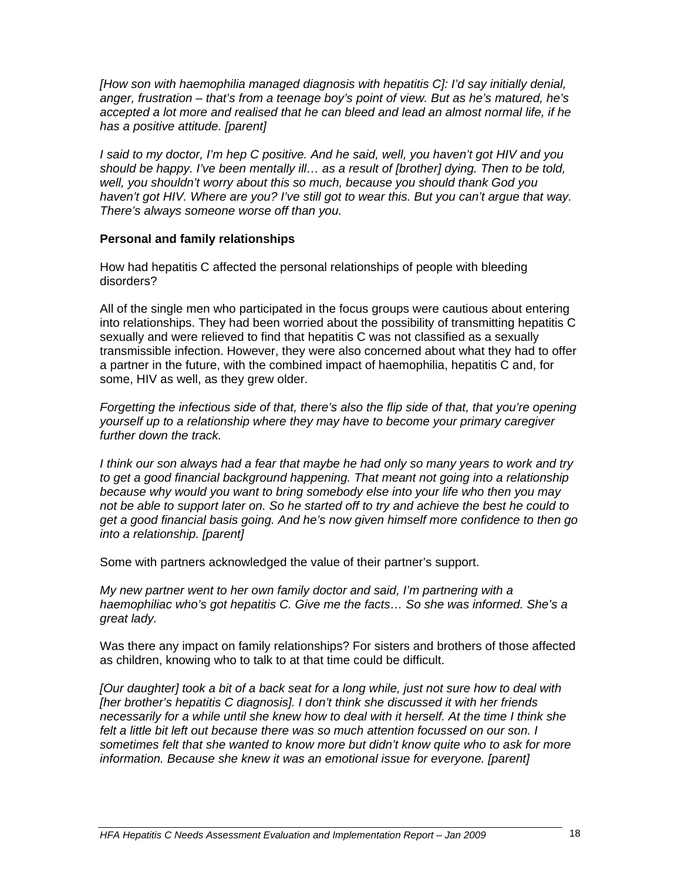*[How son with haemophilia managed diagnosis with hepatitis C]: I'd say initially denial, anger, frustration – that's from a teenage boy's point of view. But as he's matured, he's accepted a lot more and realised that he can bleed and lead an almost normal life, if he has a positive attitude. [parent]*

*I said to my doctor, I'm hep C positive. And he said, well, you haven't got HIV and you should be happy. I've been mentally ill… as a result of [brother] dying. Then to be told, well, you shouldn't worry about this so much, because you should thank God you haven't got HIV. Where are you? I've still got to wear this. But you can't argue that way. There's always someone worse off than you.*

**Personal and family relationships**

How had hepatitis C affected the personal relationships of people with bleeding disorders?

All of the single men who participated in the focus groups were cautious about entering into relationships. They had been worried about the possibility of transmitting hepatitis C sexually and were relieved to find that hepatitis C was not classified as a sexually transmissible infection. However, they were also concerned about what they had to offer a partner in the future, with the combined impact of haemophilia, hepatitis C and, for some, HIV as well, as they grew older.

*Forgetting the infectious side of that, there's also the flip side of that, that you're opening yourself up to a relationship where they may have to become your primary caregiver further down the track.*

*I think our son always had a fear that maybe he had only so many years to work and try to get a good financial background happening. That meant not going into a relationship because why would you want to bring somebody else into your life who then you may not be able to support later on. So he started off to try and achieve the best he could to get a good financial basis going. And he's now given himself more confidence to then go into a relationship. [parent]*

Some with partners acknowledged the value of their partner's support.

*My new partner went to her own family doctor and said, I'm partnering with a haemophiliac who's got hepatitis C. Give me the facts… So she was informed. She's a great lady.*

Was there any impact on family relationships? For sisters and brothers of those affected as children, knowing who to talk to at that time could be difficult.

*[Our daughter] took a bit of a back seat for a long while, just not sure how to deal with [her brother's hepatitis C diagnosis]. I don't think she discussed it with her friends necessarily for a while until she knew how to deal with it herself. At the time I think she felt a little bit left out because there was so much attention focussed on our son. I sometimes felt that she wanted to know more but didn't know quite who to ask for more information. Because she knew it was an emotional issue for everyone. [parent]*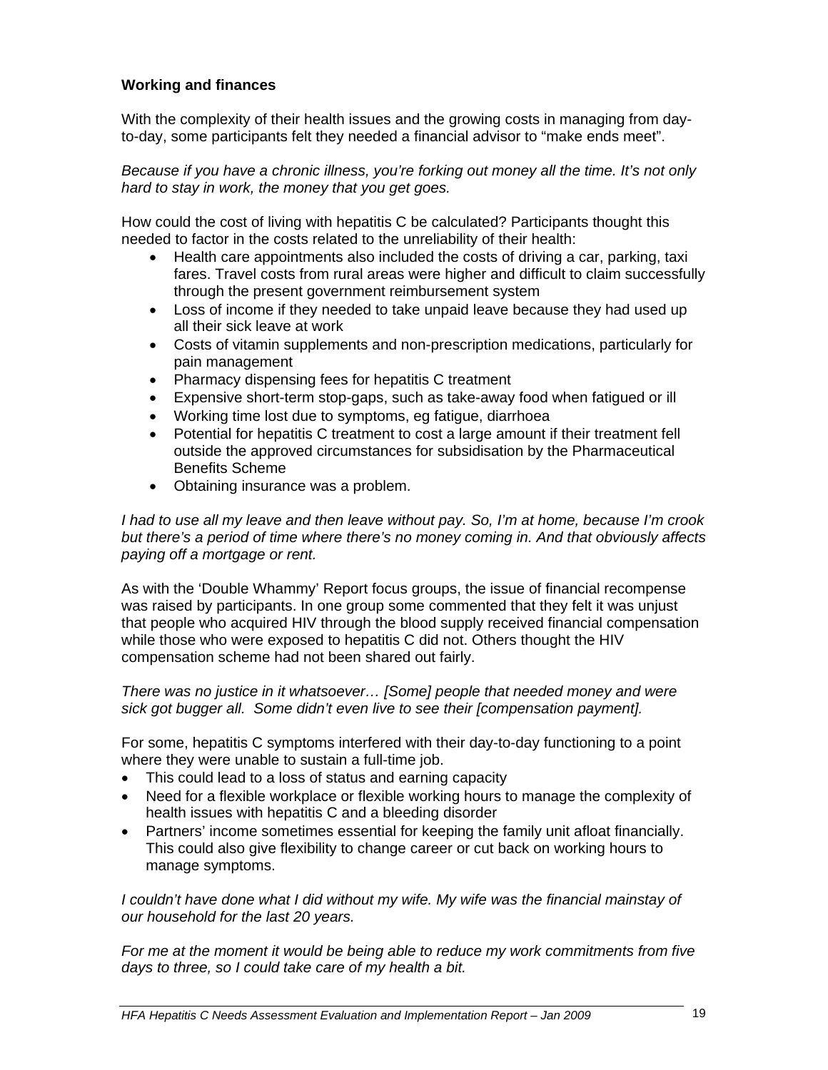**Working and finances**

With the complexity of their health issues and the growing costs in managing from day-to-day, some participants felt they needed a financial advisor to "make ends meet".

*Because if you have a chronic illness, you're forking out money all the time. It's not only hard to stay in work, the money that you get goes.*

How could the cost of living with hepatitis C be calculated? Participants thought this needed to factor in the costs related to the unreliability of their health:

- Health care appointments also included the costs of driving a car, parking, taxi fares. Travel costs from rural areas were higher and difficult to claim successfully through the present government reimbursement system
- Loss of income if they needed to take unpaid leave because they had used up all their sick leave at work
- Costs of vitamin supplements and non-prescription medications, particularly for pain management
- Pharmacy dispensing fees for hepatitis C treatment
- Expensive short-term stop-gaps, such as take-away food when fatigued or ill
- Working time lost due to symptoms, eg fatigue, diarrhoea
- Potential for hepatitis C treatment to cost a large amount if their treatment fell outside the approved circumstances for subsidisation by the Pharmaceutical Benefits Scheme
- Obtaining insurance was a problem.

*I had to use all my leave and then leave without pay. So, I'm at home, because I'm crook but there's a period of time where there's no money coming in. And that obviously affects paying off a mortgage or rent.*

As with the 'Double Whammy' Report focus groups, the issue of financial recompense was raised by participants. In one group some commented that they felt it was unjust that people who acquired HIV through the blood supply received financial compensation while those who were exposed to hepatitis C did not. Others thought the HIV compensation scheme had not been shared out fairly.

*There was no justice in it whatsoever… [Some] people that needed money and were sick got bugger all. Some didn't even live to see their [compensation payment].*

For some, hepatitis C symptoms interfered with their day-to-day functioning to a point where they were unable to sustain a full-time job.

- This could lead to a loss of status and earning capacity
- Need for a flexible workplace or flexible working hours to manage the complexity of health issues with hepatitis C and a bleeding disorder
- Partners' income sometimes essential for keeping the family unit afloat financially. This could also give flexibility to change career or cut back on working hours to manage symptoms.

*I couldn't have done what I did without my wife. My wife was the financial mainstay of our household for the last 20 years.*

*For me at the moment it would be being able to reduce my work commitments from five days to three, so I could take care of my health a bit.*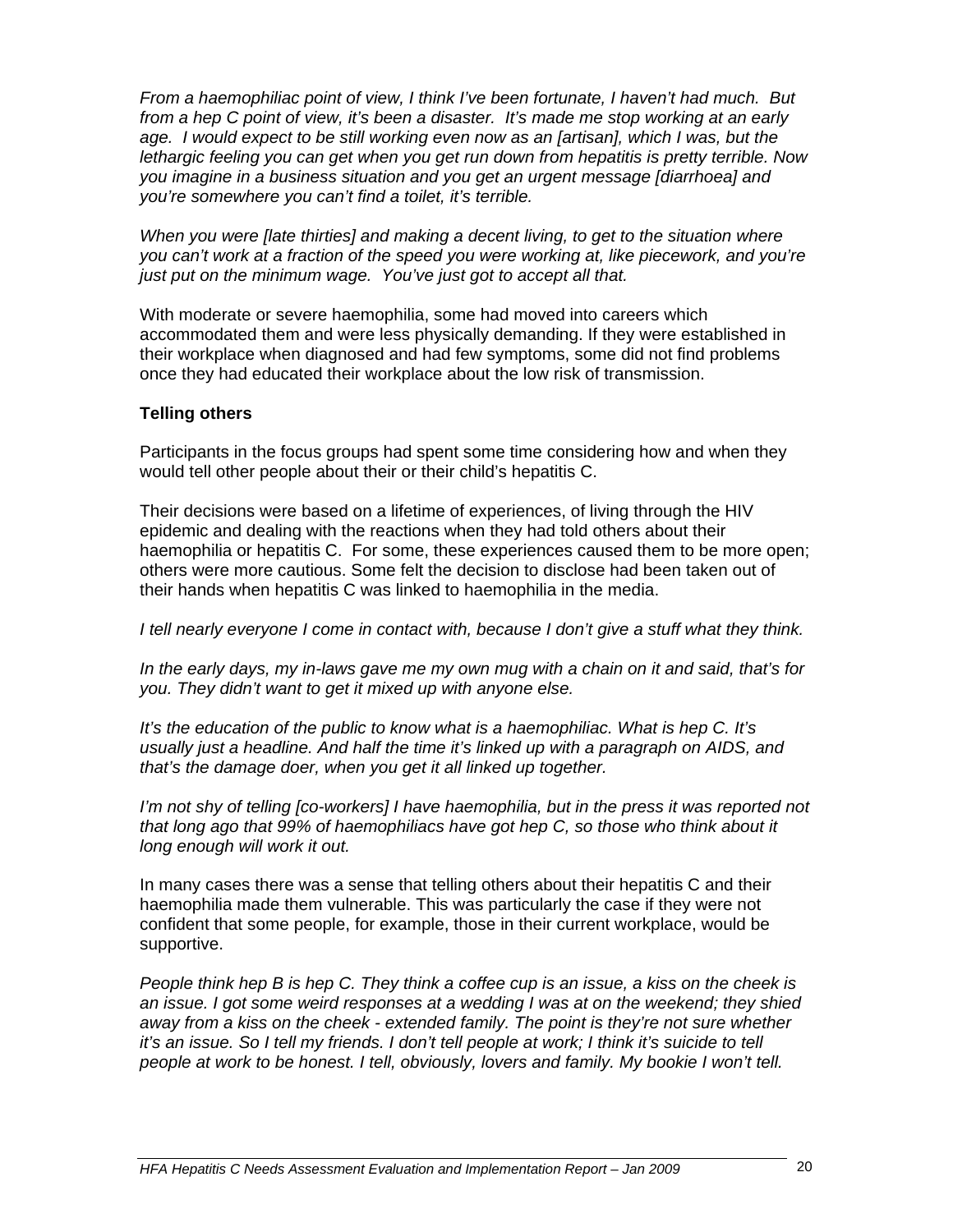*From a haemophiliac point of view, I think I've been fortunate, I haven't had much. But from a hep C point of view, it's been a disaster. It's made me stop working at an early age. I would expect to be still working even now as an [artisan], which I was, but the lethargic feeling you can get when you get run down from hepatitis is pretty terrible. Now you imagine in a business situation and you get an urgent message [diarrhoea] and you're somewhere you can't find a toilet, it's terrible.*

*When you were [late thirties] and making a decent living, to get to the situation where you can't work at a fraction of the speed you were working at, like piecework, and you're just put on the minimum wage. You've just got to accept all that.*

With moderate or severe haemophilia, some had moved into careers which accommodated them and were less physically demanding. If they were established in their workplace when diagnosed and had few symptoms, some did not find problems once they had educated their workplace about the low risk of transmission.

**Telling others**

Participants in the focus groups had spent some time considering how and when they would tell other people about their or their child's hepatitis C.

Their decisions were based on a lifetime of experiences, of living through the HIV epidemic and dealing with the reactions when they had told others about their haemophilia or hepatitis C. For some, these experiences caused them to be more open; others were more cautious. Some felt the decision to disclose had been taken out of their hands when hepatitis C was linked to haemophilia in the media.

*I tell nearly everyone I come in contact with, because I don't give a stuff what they think.*

*In the early days, my in-laws gave me my own mug with a chain on it and said, that's for you. They didn't want to get it mixed up with anyone else.*

*It's the education of the public to know what is a haemophiliac. What is hep C. It's usually just a headline. And half the time it's linked up with a paragraph on AIDS, and that's the damage doer, when you get it all linked up together.*

*I'm not shy of telling [co-workers] I have haemophilia, but in the press it was reported not that long ago that 99% of haemophiliacs have got hep C, so those who think about it long enough will work it out.*

In many cases there was a sense that telling others about their hepatitis C and their haemophilia made them vulnerable. This was particularly the case if they were not confident that some people, for example, those in their current workplace, would be supportive.

*People think hep B is hep C. They think a coffee cup is an issue, a kiss on the cheek is an issue. I got some weird responses at a wedding I was at on the weekend; they shied away from a kiss on the cheek - extended family. The point is they're not sure whether it's an issue. So I tell my friends. I don't tell people at work; I think it's suicide to tell people at work to be honest. I tell, obviously, lovers and family. My bookie I won't tell.*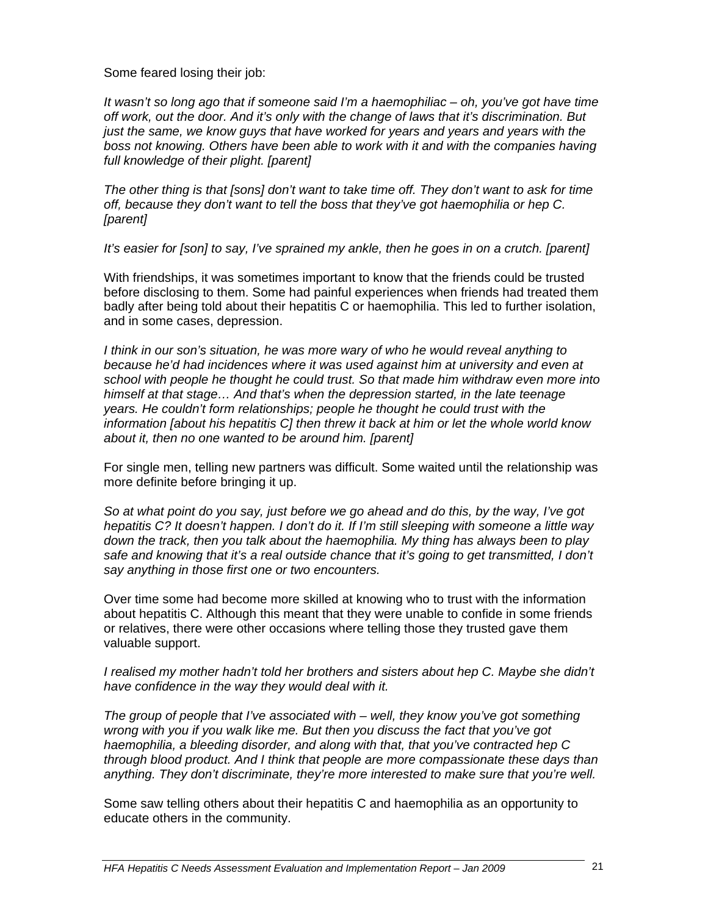Some feared losing their job:

*It wasn't so long ago that if someone said I'm a haemophiliac – oh, you've got have time off work, out the door. And it's only with the change of laws that it's discrimination. But just the same, we know guys that have worked for years and years and years with the boss not knowing. Others have been able to work with it and with the companies having full knowledge of their plight. [parent]*

*The other thing is that [sons] don't want to take time off. They don't want to ask for time off, because they don't want to tell the boss that they've got haemophilia or hep C. [parent]*

*It's easier for [son] to say, I've sprained my ankle, then he goes in on a crutch. [parent]*

With friendships, it was sometimes important to know that the friends could be trusted before disclosing to them. Some had painful experiences when friends had treated them badly after being told about their hepatitis C or haemophilia. This led to further isolation, and in some cases, depression.

*I think in our son's situation, he was more wary of who he would reveal anything to because he'd had incidences where it was used against him at university and even at school with people he thought he could trust. So that made him withdraw even more into himself at that stage… And that's when the depression started, in the late teenage years. He couldn't form relationships; people he thought he could trust with the information [about his hepatitis C] then threw it back at him or let the whole world know about it, then no one wanted to be around him. [parent]*

For single men, telling new partners was difficult. Some waited until the relationship was more definite before bringing it up.

*So at what point do you say, just before we go ahead and do this, by the way, I've got hepatitis C? It doesn't happen. I don't do it. If I'm still sleeping with someone a little way down the track, then you talk about the haemophilia. My thing has always been to play safe and knowing that it's a real outside chance that it's going to get transmitted, I don't say anything in those first one or two encounters.*

Over time some had become more skilled at knowing who to trust with the information about hepatitis C. Although this meant that they were unable to confide in some friends or relatives, there were other occasions where telling those they trusted gave them valuable support.

*I realised my mother hadn't told her brothers and sisters about hep C. Maybe she didn't have confidence in the way they would deal with it.*

*The group of people that I've associated with – well, they know you've got something wrong with you if you walk like me. But then you discuss the fact that you've got haemophilia, a bleeding disorder, and along with that, that you've contracted hep C through blood product. And I think that people are more compassionate these days than anything. They don't discriminate, they're more interested to make sure that you're well.*

Some saw telling others about their hepatitis C and haemophilia as an opportunity to educate others in the community.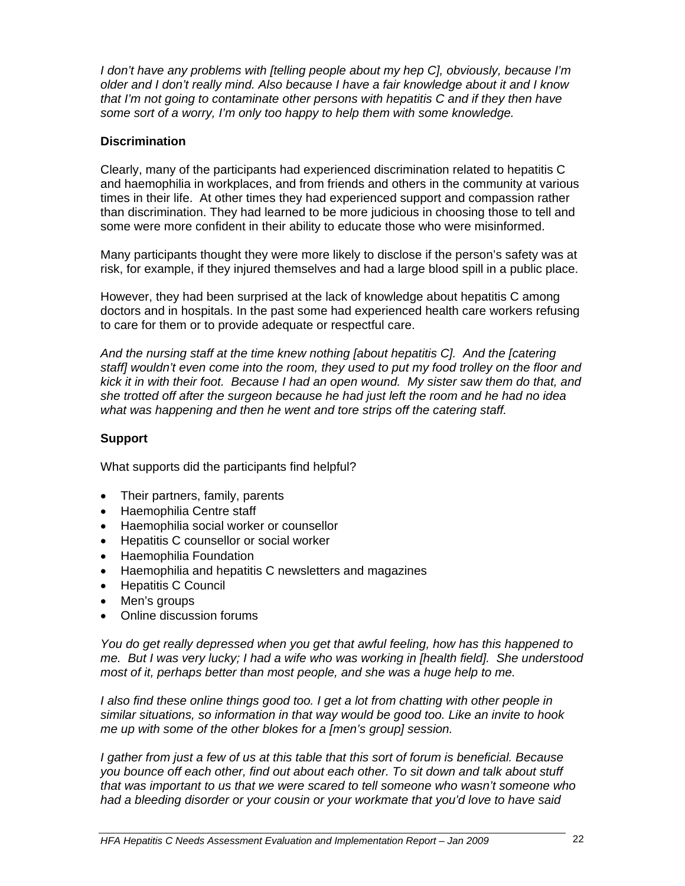*I don't have any problems with [telling people about my hep C], obviously, because I'm older and I don't really mind. Also because I have a fair knowledge about it and I know that I'm not going to contaminate other persons with hepatitis C and if they then have some sort of a worry, I'm only too happy to help them with some knowledge.*

### Discrimination

Clearly, many of the participants had experienced discrimination related to hepatitis C and haemophilia in workplaces, and from friends and others in the community at various times in their life. At other times they had experienced support and compassion rather than discrimination. They had learned to be more judicious in choosing those to tell and some were more confident in their ability to educate those who were misinformed.

Many participants thought they were more likely to disclose if the person's safety was at risk, for example, if they injured themselves and had a large blood spill in a public place.

However, they had been surprised at the lack of knowledge about hepatitis C among doctors and in hospitals. In the past some had experienced health care workers refusing to care for them or to provide adequate or respectful care.

*And the nursing staff at the time knew nothing [about hepatitis C]. And the [catering staff] wouldn't even come into the room, they used to put my food trolley on the floor and kick it in with their foot. Because I had an open wound. My sister saw them do that, and she trotted off after the surgeon because he had just left the room and he had no idea what was happening and then he went and tore strips off the catering staff.*

### Support

What supports did the participants find helpful?

- Their partners, family, parents
- Haemophilia Centre staff
- Haemophilia social worker or counsellor
- Hepatitis C counsellor or social worker
- Haemophilia Foundation
- Haemophilia and hepatitis C newsletters and magazines
- Hepatitis C Council
- Men's groups
- Online discussion forums

*You do get really depressed when you get that awful feeling, how has this happened to me. But I was very lucky; I had a wife who was working in [health field]. She understood most of it, perhaps better than most people, and she was a huge help to me.*

*I also find these online things good too. I get a lot from chatting with other people in similar situations, so information in that way would be good too. Like an invite to hook me up with some of the other blokes for a [men's group] session.*

*I gather from just a few of us at this table that this sort of forum is beneficial. Because you bounce off each other, find out about each other. To sit down and talk about stuff that was important to us that we were scared to tell someone who wasn't someone who had a bleeding disorder or your cousin or your workmate that you'd love to have said*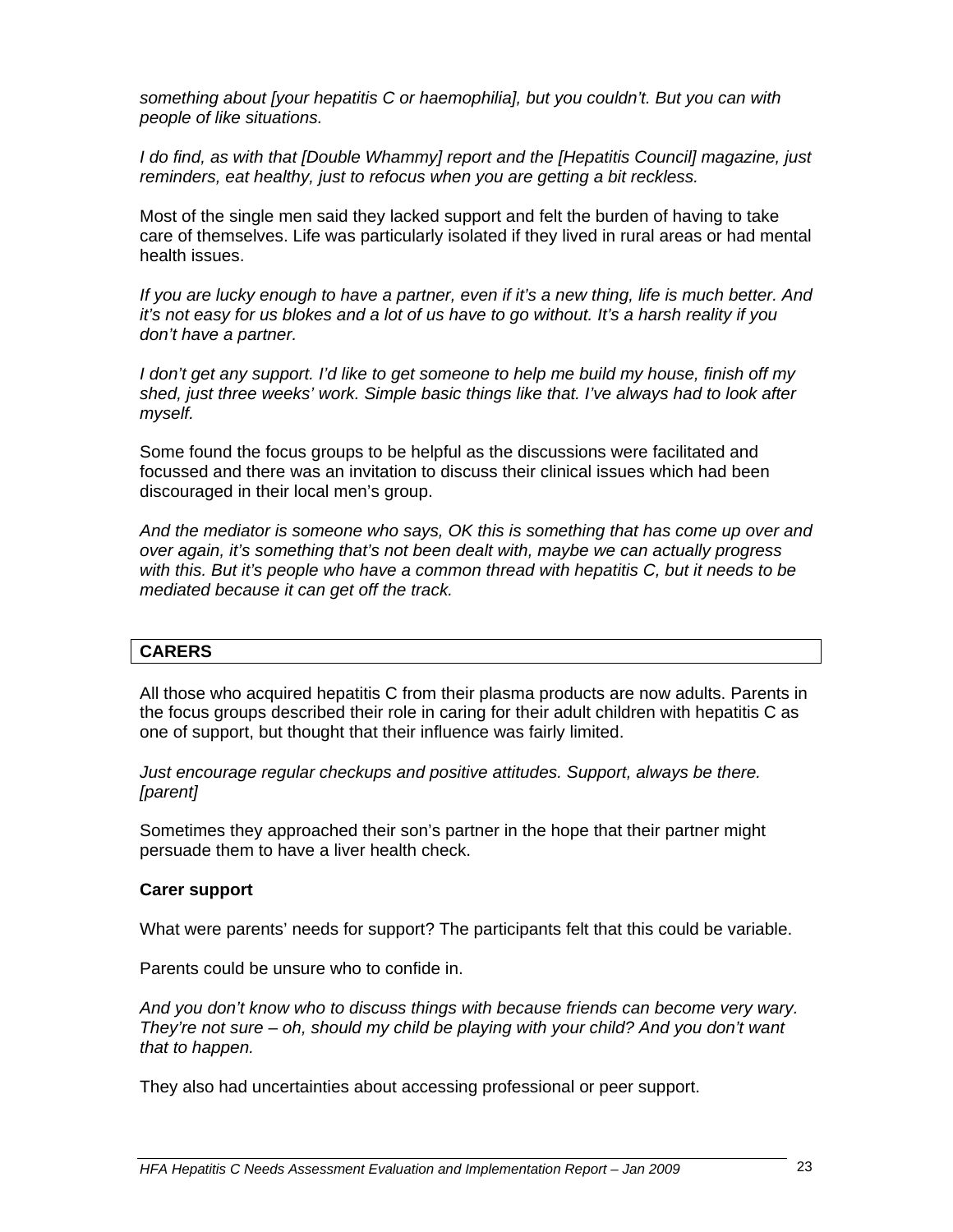*something about [your hepatitis C or haemophilia], but you couldn't. But you can with people of like situations.*

*I do find, as with that [Double Whammy] report and the [Hepatitis Council] magazine, just reminders, eat healthy, just to refocus when you are getting a bit reckless.*

Most of the single men said they lacked support and felt the burden of having to take care of themselves. Life was particularly isolated if they lived in rural areas or had mental health issues.

*If you are lucky enough to have a partner, even if it's a new thing, life is much better. And it's not easy for us blokes and a lot of us have to go without. It's a harsh reality if you don't have a partner.*

*I don't get any support. I'd like to get someone to help me build my house, finish off my shed, just three weeks' work. Simple basic things like that. I've always had to look after myself.*

Some found the focus groups to be helpful as the discussions were facilitated and focussed and there was an invitation to discuss their clinical issues which had been discouraged in their local men's group.

*And the mediator is someone who says, OK this is something that has come up over and over again, it's something that's not been dealt with, maybe we can actually progress with this. But it's people who have a common thread with hepatitis C, but it needs to be mediated because it can get off the track.*

## CARERS

All those who acquired hepatitis C from their plasma products are now adults. Parents in the focus groups described their role in caring for their adult children with hepatitis C as one of support, but thought that their influence was fairly limited.

*Just encourage regular checkups and positive attitudes. Support, always be there. [parent]*

Sometimes they approached their son's partner in the hope that their partner might persuade them to have a liver health check.

### Carer support

What were parents' needs for support? The participants felt that this could be variable.

Parents could be unsure who to confide in.

*And you don't know who to discuss things with because friends can become very wary. They're not sure – oh, should my child be playing with your child? And you don't want that to happen.*

They also had uncertainties about accessing professional or peer support.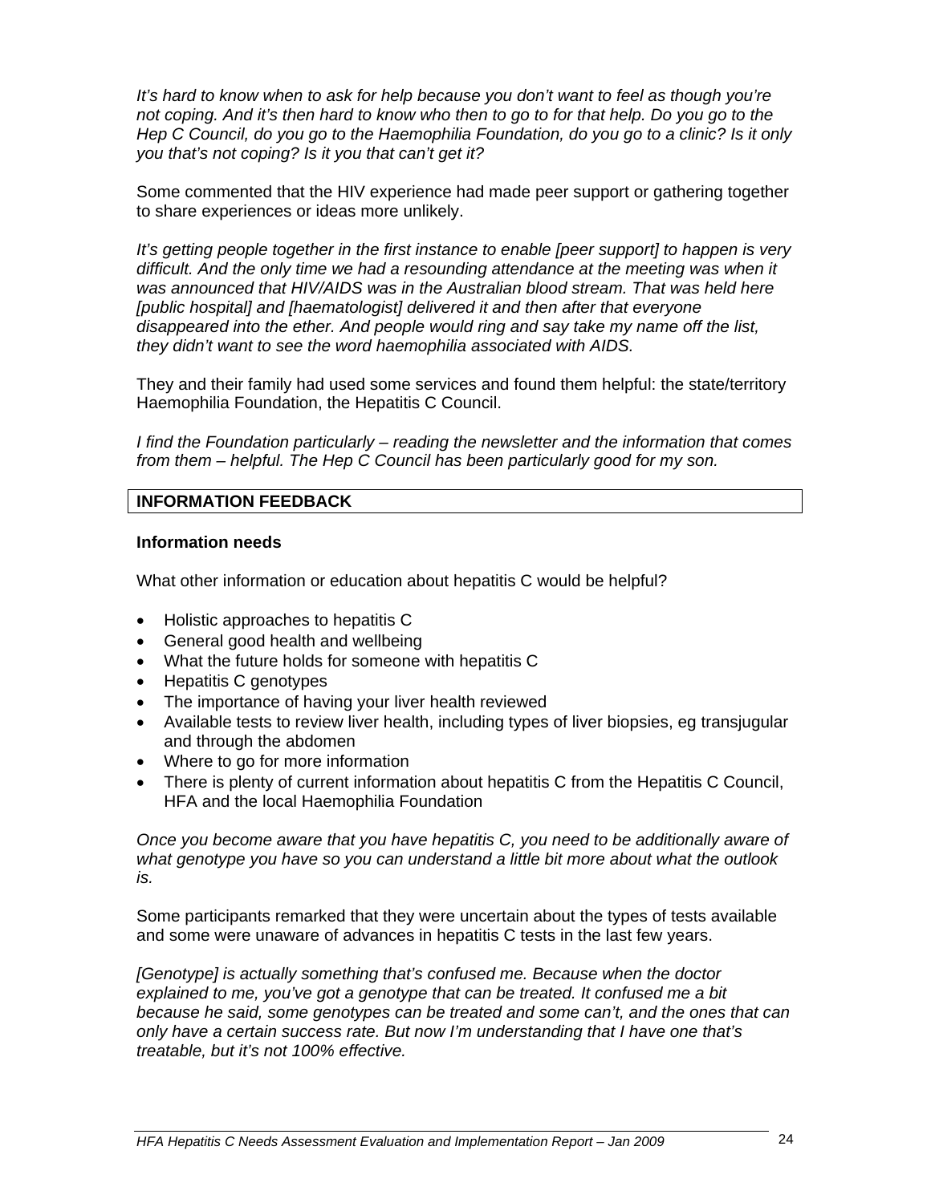*It's hard to know when to ask for help because you don't want to feel as though you're not coping. And it's then hard to know who then to go to for that help. Do you go to the Hep C Council, do you go to the Haemophilia Foundation, do you go to a clinic? Is it only you that's not coping? Is it you that can't get it?*

Some commented that the HIV experience had made peer support or gathering together to share experiences or ideas more unlikely.

*It's getting people together in the first instance to enable [peer support] to happen is very difficult. And the only time we had a resounding attendance at the meeting was when it was announced that HIV/AIDS was in the Australian blood stream. That was held here [public hospital] and [haematologist] delivered it and then after that everyone disappeared into the ether. And people would ring and say take my name off the list, they didn't want to see the word haemophilia associated with AIDS.*

They and their family had used some services and found them helpful: the state/territory Haemophilia Foundation, the Hepatitis C Council.

*I find the Foundation particularly – reading the newsletter and the information that comes from them – helpful. The Hep C Council has been particularly good for my son.*

## INFORMATION FEEDBACK

### Information needs

What other information or education about hepatitis C would be helpful?

- Holistic approaches to hepatitis C
- General good health and wellbeing
- What the future holds for someone with hepatitis C
- Hepatitis C genotypes
- The importance of having your liver health reviewed
- Available tests to review liver health, including types of liver biopsies, eg transjugular and through the abdomen
- Where to go for more information
- There is plenty of current information about hepatitis C from the Hepatitis C Council, HFA and the local Haemophilia Foundation

*Once you become aware that you have hepatitis C, you need to be additionally aware of what genotype you have so you can understand a little bit more about what the outlook is.*

Some participants remarked that they were uncertain about the types of tests available and some were unaware of advances in hepatitis C tests in the last few years.

*[Genotype] is actually something that's confused me. Because when the doctor explained to me, you've got a genotype that can be treated. It confused me a bit because he said, some genotypes can be treated and some can't, and the ones that can only have a certain success rate. But now I'm understanding that I have one that's treatable, but it's not 100% effective.*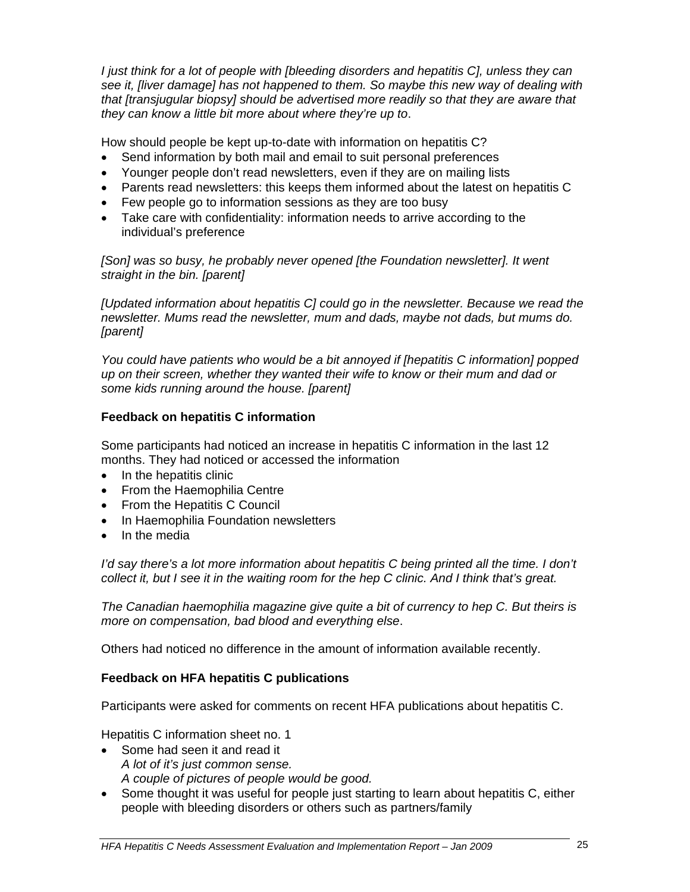*I just think for a lot of people with [bleeding disorders and hepatitis C], unless they can see it, [liver damage] has not happened to them. So maybe this new way of dealing with that [transjugular biopsy] should be advertised more readily so that they are aware that they can know a little bit more about where they're up to*.

How should people be kept up-to-date with information on hepatitis C?

- Send information by both mail and email to suit personal preferences
- Younger people don't read newsletters, even if they are on mailing lists
- Parents read newsletters: this keeps them informed about the latest on hepatitis C
- Few people go to information sessions as they are too busy
- Take care with confidentiality: information needs to arrive according to the individual's preference

*[Son] was so busy, he probably never opened [the Foundation newsletter]. It went straight in the bin. [parent]*

*[Updated information about hepatitis C] could go in the newsletter. Because we read the newsletter. Mums read the newsletter, mum and dads, maybe not dads, but mums do. [parent]*

*You could have patients who would be a bit annoyed if [hepatitis C information] popped up on their screen, whether they wanted their wife to know or their mum and dad or some kids running around the house. [parent]*

**Feedback on hepatitis C information**

Some participants had noticed an increase in hepatitis C information in the last 12 months. They had noticed or accessed the information

- In the hepatitis clinic
- From the Haemophilia Centre
- From the Hepatitis C Council
- In Haemophilia Foundation newsletters
- In the media

*I'd say there's a lot more information about hepatitis C being printed all the time. I don't collect it, but I see it in the waiting room for the hep C clinic. And I think that's great.*

*The Canadian haemophilia magazine give quite a bit of currency to hep C. But theirs is more on compensation, bad blood and everything else*.

Others had noticed no difference in the amount of information available recently.

**Feedback on HFA hepatitis C publications**

Participants were asked for comments on recent HFA publications about hepatitis C.

Hepatitis C information sheet no. 1

- Some had seen it and read it
  *A lot of it's just common sense.*
  *A couple of pictures of people would be good.*
- Some thought it was useful for people just starting to learn about hepatitis C, either people with bleeding disorders or others such as partners/family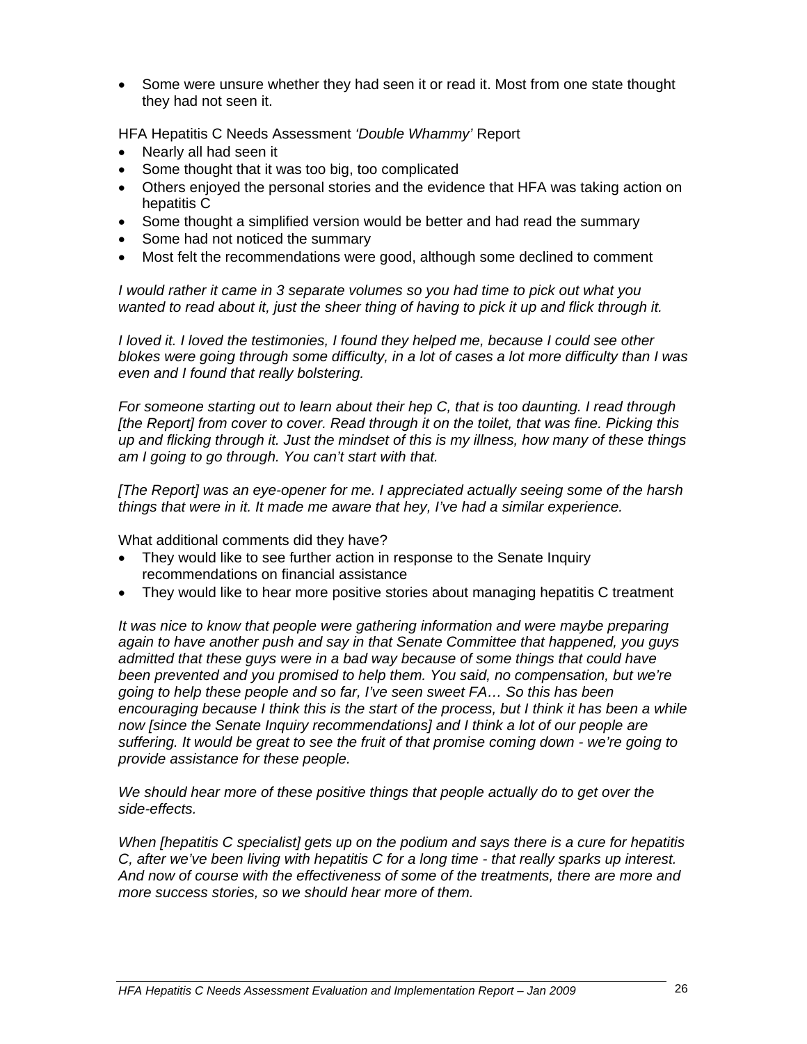- Some were unsure whether they had seen it or read it. Most from one state thought they had not seen it.

HFA Hepatitis C Needs Assessment *'Double Whammy'* Report

- Nearly all had seen it
- Some thought that it was too big, too complicated
- Others enjoyed the personal stories and the evidence that HFA was taking action on hepatitis C
- Some thought a simplified version would be better and had read the summary
- Some had not noticed the summary
- Most felt the recommendations were good, although some declined to comment

*I would rather it came in 3 separate volumes so you had time to pick out what you wanted to read about it, just the sheer thing of having to pick it up and flick through it.*

*I loved it. I loved the testimonies, I found they helped me, because I could see other blokes were going through some difficulty, in a lot of cases a lot more difficulty than I was even and I found that really bolstering.*

*For someone starting out to learn about their hep C, that is too daunting. I read through [the Report] from cover to cover. Read through it on the toilet, that was fine. Picking this up and flicking through it. Just the mindset of this is my illness, how many of these things am I going to go through. You can't start with that.*

*[The Report] was an eye-opener for me. I appreciated actually seeing some of the harsh things that were in it. It made me aware that hey, I've had a similar experience.*

What additional comments did they have?

- They would like to see further action in response to the Senate Inquiry recommendations on financial assistance
- They would like to hear more positive stories about managing hepatitis C treatment

*It was nice to know that people were gathering information and were maybe preparing again to have another push and say in that Senate Committee that happened, you guys admitted that these guys were in a bad way because of some things that could have been prevented and you promised to help them. You said, no compensation, but we're going to help these people and so far, I've seen sweet FA… So this has been encouraging because I think this is the start of the process, but I think it has been a while now [since the Senate Inquiry recommendations] and I think a lot of our people are suffering. It would be great to see the fruit of that promise coming down - we're going to provide assistance for these people.*

*We should hear more of these positive things that people actually do to get over the side-effects.*

*When [hepatitis C specialist] gets up on the podium and says there is a cure for hepatitis C, after we've been living with hepatitis C for a long time - that really sparks up interest. And now of course with the effectiveness of some of the treatments, there are more and more success stories, so we should hear more of them.*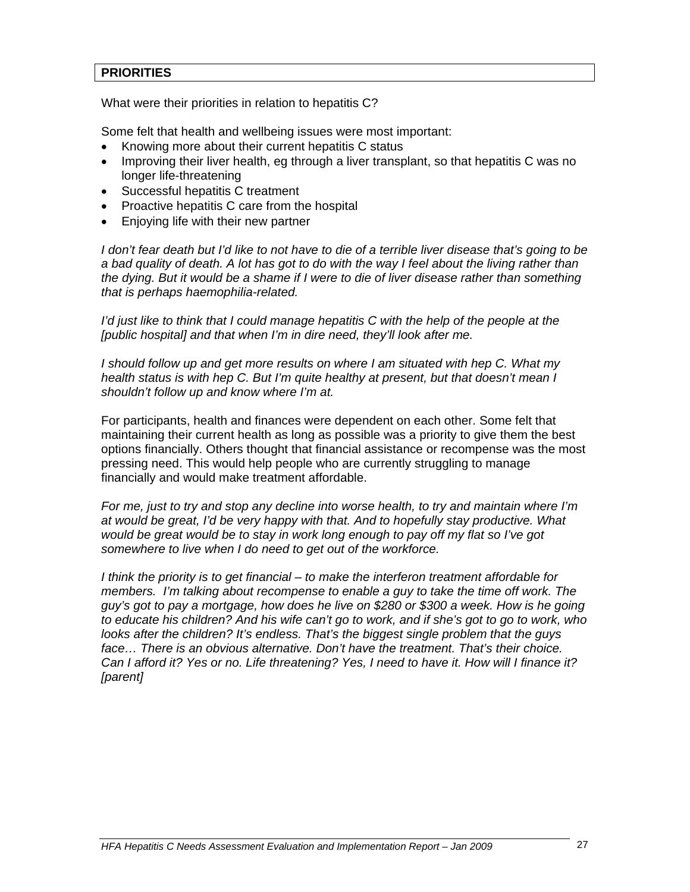## PRIORITIES

What were their priorities in relation to hepatitis C?

Some felt that health and wellbeing issues were most important:

- Knowing more about their current hepatitis C status
- Improving their liver health, eg through a liver transplant, so that hepatitis C was no longer life-threatening
- Successful hepatitis C treatment
- Proactive hepatitis C care from the hospital
- Enjoying life with their new partner

*I don't fear death but I'd like to not have to die of a terrible liver disease that's going to be a bad quality of death. A lot has got to do with the way I feel about the living rather than the dying. But it would be a shame if I were to die of liver disease rather than something that is perhaps haemophilia-related.*

*I'd just like to think that I could manage hepatitis C with the help of the people at the [public hospital] and that when I'm in dire need, they'll look after me.*

*I should follow up and get more results on where I am situated with hep C. What my health status is with hep C. But I'm quite healthy at present, but that doesn't mean I shouldn't follow up and know where I'm at.*

For participants, health and finances were dependent on each other. Some felt that maintaining their current health as long as possible was a priority to give them the best options financially. Others thought that financial assistance or recompense was the most pressing need. This would help people who are currently struggling to manage financially and would make treatment affordable.

*For me, just to try and stop any decline into worse health, to try and maintain where I'm at would be great, I'd be very happy with that. And to hopefully stay productive. What would be great would be to stay in work long enough to pay off my flat so I've got somewhere to live when I do need to get out of the workforce.*

*I think the priority is to get financial – to make the interferon treatment affordable for members. I'm talking about recompense to enable a guy to take the time off work. The guy's got to pay a mortgage, how does he live on $280 or $300 a week. How is he going to educate his children? And his wife can't go to work, and if she's got to go to work, who looks after the children? It's endless. That's the biggest single problem that the guys face… There is an obvious alternative. Don't have the treatment. That's their choice. Can I afford it? Yes or no. Life threatening? Yes, I need to have it. How will I finance it? [parent]*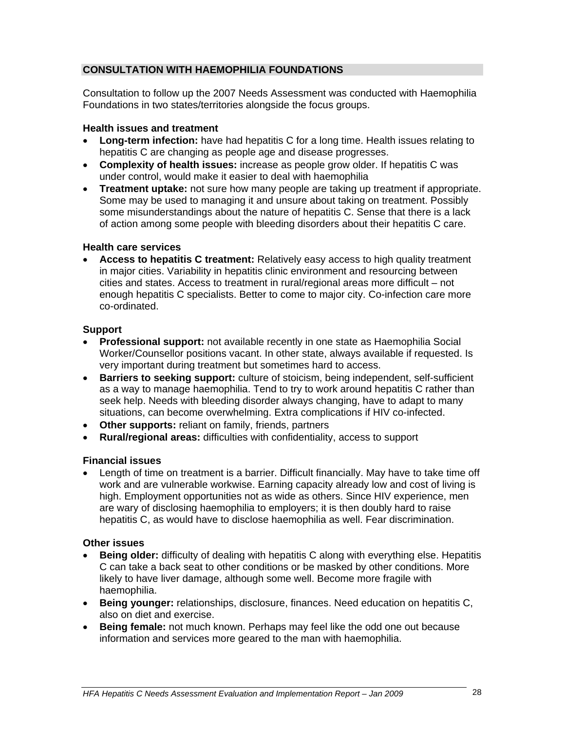## CONSULTATION WITH HAEMOPHILIA FOUNDATIONS

Consultation to follow up the 2007 Needs Assessment was conducted with Haemophilia Foundations in two states/territories alongside the focus groups.

### Health issues and treatment

- **Long-term infection:** have had hepatitis C for a long time. Health issues relating to hepatitis C are changing as people age and disease progresses.
- **Complexity of health issues:** increase as people grow older. If hepatitis C was under control, would make it easier to deal with haemophilia
- **Treatment uptake:** not sure how many people are taking up treatment if appropriate. Some may be used to managing it and unsure about taking on treatment. Possibly some misunderstandings about the nature of hepatitis C. Sense that there is a lack of action among some people with bleeding disorders about their hepatitis C care.

### Health care services

- **Access to hepatitis C treatment:** Relatively easy access to high quality treatment in major cities. Variability in hepatitis clinic environment and resourcing between cities and states. Access to treatment in rural/regional areas more difficult – not enough hepatitis C specialists. Better to come to major city. Co-infection care more co-ordinated.

### Support

- **Professional support:** not available recently in one state as Haemophilia Social Worker/Counsellor positions vacant. In other state, always available if requested. Is very important during treatment but sometimes hard to access.
- **Barriers to seeking support:** culture of stoicism, being independent, self-sufficient as a way to manage haemophilia. Tend to try to work around hepatitis C rather than seek help. Needs with bleeding disorder always changing, have to adapt to many situations, can become overwhelming. Extra complications if HIV co-infected.
- **Other supports:** reliant on family, friends, partners
- **Rural/regional areas:** difficulties with confidentiality, access to support

### Financial issues

- Length of time on treatment is a barrier. Difficult financially. May have to take time off work and are vulnerable workwise. Earning capacity already low and cost of living is high. Employment opportunities not as wide as others. Since HIV experience, men are wary of disclosing haemophilia to employers; it is then doubly hard to raise hepatitis C, as would have to disclose haemophilia as well. Fear discrimination.

### Other issues

- **Being older:** difficulty of dealing with hepatitis C along with everything else. Hepatitis C can take a back seat to other conditions or be masked by other conditions. More likely to have liver damage, although some well. Become more fragile with haemophilia.
- **Being younger:** relationships, disclosure, finances. Need education on hepatitis C, also on diet and exercise.
- **Being female:** not much known. Perhaps may feel like the odd one out because information and services more geared to the man with haemophilia.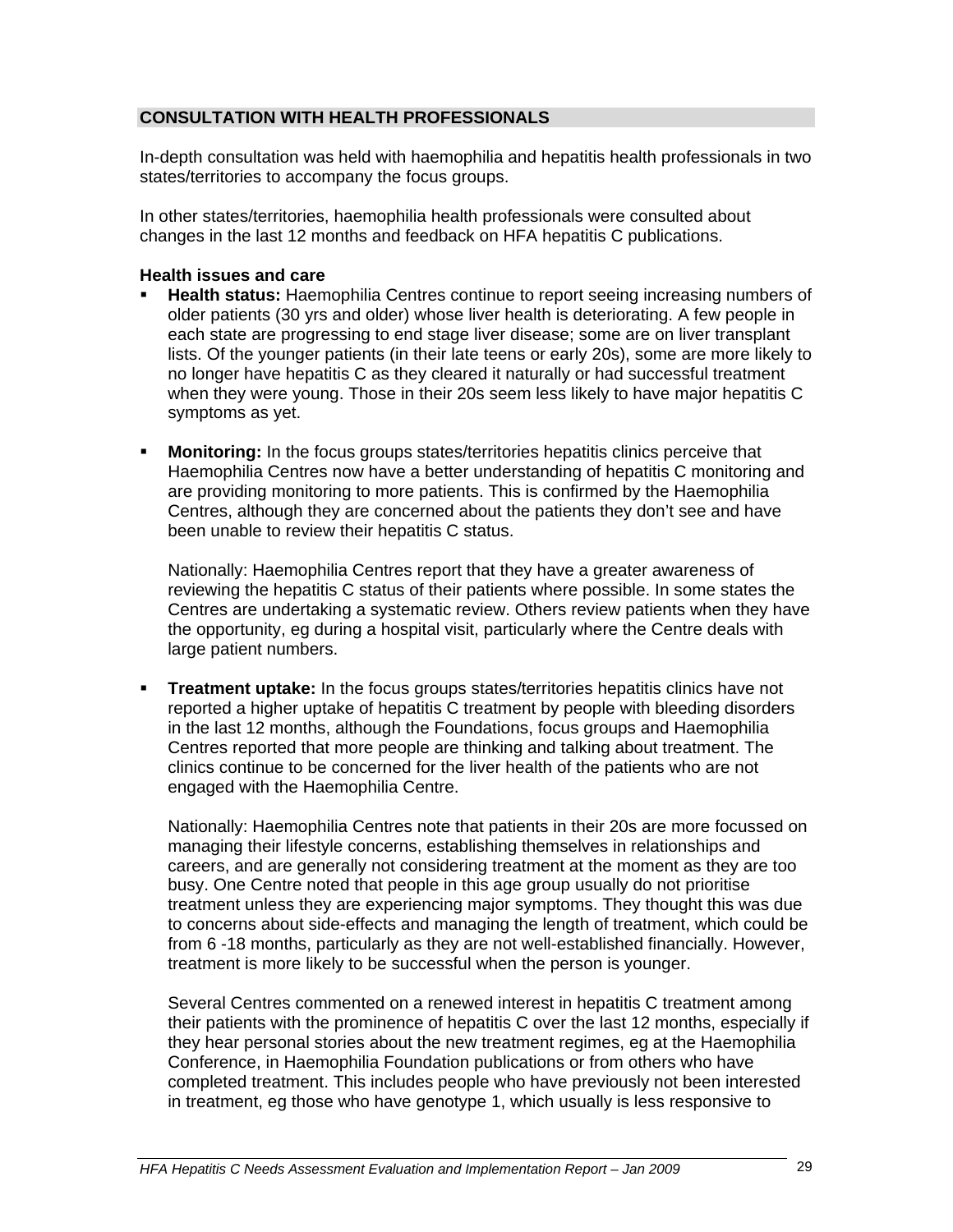## CONSULTATION WITH HEALTH PROFESSIONALS

In-depth consultation was held with haemophilia and hepatitis health professionals in two states/territories to accompany the focus groups.

In other states/territories, haemophilia health professionals were consulted about changes in the last 12 months and feedback on HFA hepatitis C publications.

### Health issues and care

- **Health status:** Haemophilia Centres continue to report seeing increasing numbers of older patients (30 yrs and older) whose liver health is deteriorating. A few people in each state are progressing to end stage liver disease; some are on liver transplant lists. Of the younger patients (in their late teens or early 20s), some are more likely to no longer have hepatitis C as they cleared it naturally or had successful treatment when they were young. Those in their 20s seem less likely to have major hepatitis C symptoms as yet.

- **Monitoring:** In the focus groups states/territories hepatitis clinics perceive that Haemophilia Centres now have a better understanding of hepatitis C monitoring and are providing monitoring to more patients. This is confirmed by the Haemophilia Centres, although they are concerned about the patients they don't see and have been unable to review their hepatitis C status.

  Nationally: Haemophilia Centres report that they have a greater awareness of reviewing the hepatitis C status of their patients where possible. In some states the Centres are undertaking a systematic review. Others review patients when they have the opportunity, eg during a hospital visit, particularly where the Centre deals with large patient numbers.

- **Treatment uptake:** In the focus groups states/territories hepatitis clinics have not reported a higher uptake of hepatitis C treatment by people with bleeding disorders in the last 12 months, although the Foundations, focus groups and Haemophilia Centres reported that more people are thinking and talking about treatment. The clinics continue to be concerned for the liver health of the patients who are not engaged with the Haemophilia Centre.

  Nationally: Haemophilia Centres note that patients in their 20s are more focussed on managing their lifestyle concerns, establishing themselves in relationships and careers, and are generally not considering treatment at the moment as they are too busy. One Centre noted that people in this age group usually do not prioritise treatment unless they are experiencing major symptoms. They thought this was due to concerns about side-effects and managing the length of treatment, which could be from 6 -18 months, particularly as they are not well-established financially. However, treatment is more likely to be successful when the person is younger.

  Several Centres commented on a renewed interest in hepatitis C treatment among their patients with the prominence of hepatitis C over the last 12 months, especially if they hear personal stories about the new treatment regimes, eg at the Haemophilia Conference, in Haemophilia Foundation publications or from others who have completed treatment. This includes people who have previously not been interested in treatment, eg those who have genotype 1, which usually is less responsive to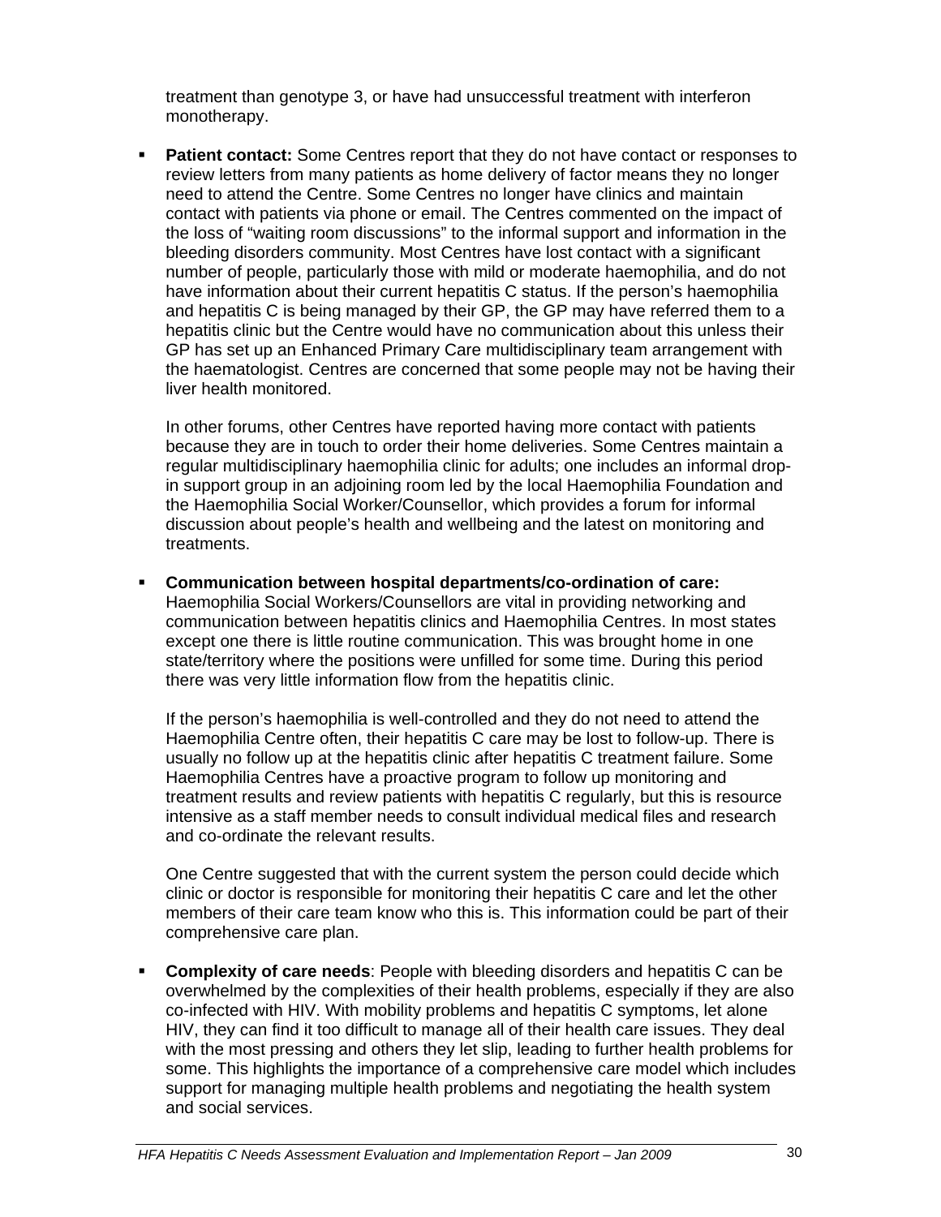treatment than genotype 3, or have had unsuccessful treatment with interferon monotherapy.

- **Patient contact:** Some Centres report that they do not have contact or responses to review letters from many patients as home delivery of factor means they no longer need to attend the Centre. Some Centres no longer have clinics and maintain contact with patients via phone or email. The Centres commented on the impact of the loss of "waiting room discussions" to the informal support and information in the bleeding disorders community. Most Centres have lost contact with a significant number of people, particularly those with mild or moderate haemophilia, and do not have information about their current hepatitis C status. If the person's haemophilia and hepatitis C is being managed by their GP, the GP may have referred them to a hepatitis clinic but the Centre would have no communication about this unless their GP has set up an Enhanced Primary Care multidisciplinary team arrangement with the haematologist. Centres are concerned that some people may not be having their liver health monitored.

  In other forums, other Centres have reported having more contact with patients because they are in touch to order their home deliveries. Some Centres maintain a regular multidisciplinary haemophilia clinic for adults; one includes an informal drop-in support group in an adjoining room led by the local Haemophilia Foundation and the Haemophilia Social Worker/Counsellor, which provides a forum for informal discussion about people's health and wellbeing and the latest on monitoring and treatments.

- **Communication between hospital departments/co-ordination of care:** Haemophilia Social Workers/Counsellors are vital in providing networking and communication between hepatitis clinics and Haemophilia Centres. In most states except one there is little routine communication. This was brought home in one state/territory where the positions were unfilled for some time. During this period there was very little information flow from the hepatitis clinic.

  If the person's haemophilia is well-controlled and they do not need to attend the Haemophilia Centre often, their hepatitis C care may be lost to follow-up. There is usually no follow up at the hepatitis clinic after hepatitis C treatment failure. Some Haemophilia Centres have a proactive program to follow up monitoring and treatment results and review patients with hepatitis C regularly, but this is resource intensive as a staff member needs to consult individual medical files and research and co-ordinate the relevant results.

  One Centre suggested that with the current system the person could decide which clinic or doctor is responsible for monitoring their hepatitis C care and let the other members of their care team know who this is. This information could be part of their comprehensive care plan.

- **Complexity of care needs**: People with bleeding disorders and hepatitis C can be overwhelmed by the complexities of their health problems, especially if they are also co-infected with HIV. With mobility problems and hepatitis C symptoms, let alone HIV, they can find it too difficult to manage all of their health care issues. They deal with the most pressing and others they let slip, leading to further health problems for some. This highlights the importance of a comprehensive care model which includes support for managing multiple health problems and negotiating the health system and social services.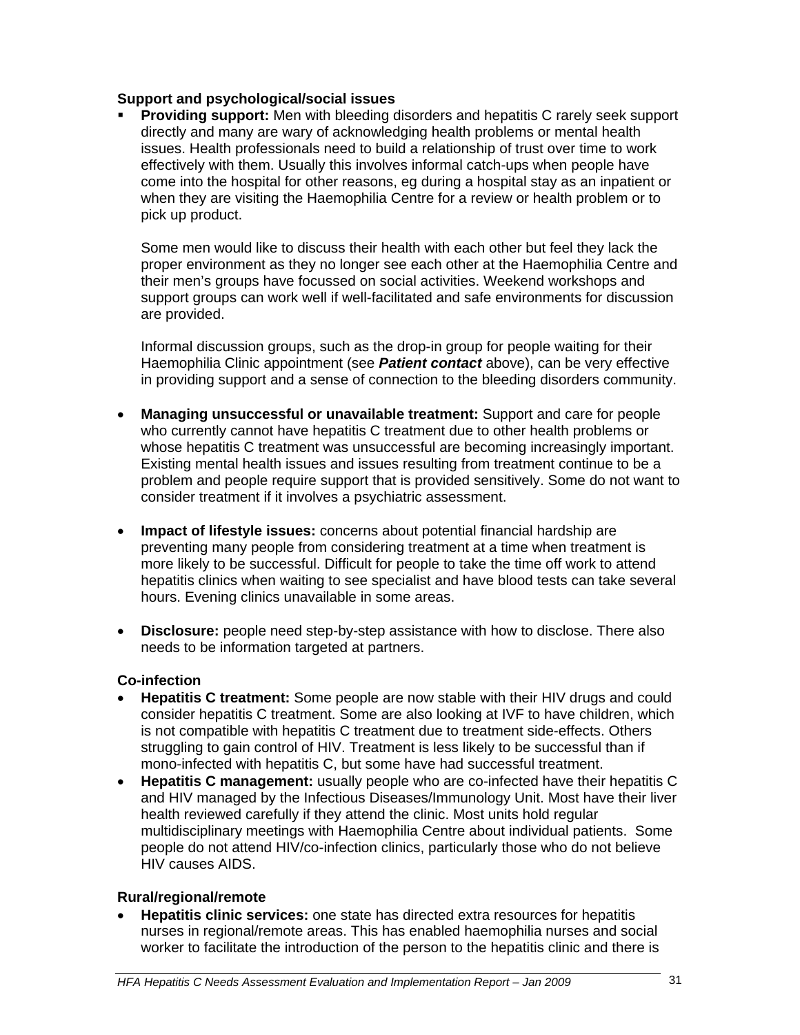**Support and psychological/social issues**

- **Providing support:** Men with bleeding disorders and hepatitis C rarely seek support directly and many are wary of acknowledging health problems or mental health issues. Health professionals need to build a relationship of trust over time to work effectively with them. Usually this involves informal catch-ups when people have come into the hospital for other reasons, eg during a hospital stay as an inpatient or when they are visiting the Haemophilia Centre for a review or health problem or to pick up product.

  Some men would like to discuss their health with each other but feel they lack the proper environment as they no longer see each other at the Haemophilia Centre and their men's groups have focussed on social activities. Weekend workshops and support groups can work well if well-facilitated and safe environments for discussion are provided.

  Informal discussion groups, such as the drop-in group for people waiting for their Haemophilia Clinic appointment (see ***Patient contact*** above), can be very effective in providing support and a sense of connection to the bleeding disorders community.

- **Managing unsuccessful or unavailable treatment:** Support and care for people who currently cannot have hepatitis C treatment due to other health problems or whose hepatitis C treatment was unsuccessful are becoming increasingly important. Existing mental health issues and issues resulting from treatment continue to be a problem and people require support that is provided sensitively. Some do not want to consider treatment if it involves a psychiatric assessment.

- **Impact of lifestyle issues:** concerns about potential financial hardship are preventing many people from considering treatment at a time when treatment is more likely to be successful. Difficult for people to take the time off work to attend hepatitis clinics when waiting to see specialist and have blood tests can take several hours. Evening clinics unavailable in some areas.

- **Disclosure:** people need step-by-step assistance with how to disclose. There also needs to be information targeted at partners.

**Co-infection**

- **Hepatitis C treatment:** Some people are now stable with their HIV drugs and could consider hepatitis C treatment. Some are also looking at IVF to have children, which is not compatible with hepatitis C treatment due to treatment side-effects. Others struggling to gain control of HIV. Treatment is less likely to be successful than if mono-infected with hepatitis C, but some have had successful treatment.
- **Hepatitis C management:** usually people who are co-infected have their hepatitis C and HIV managed by the Infectious Diseases/Immunology Unit. Most have their liver health reviewed carefully if they attend the clinic. Most units hold regular multidisciplinary meetings with Haemophilia Centre about individual patients. Some people do not attend HIV/co-infection clinics, particularly those who do not believe HIV causes AIDS.

**Rural/regional/remote**

- **Hepatitis clinic services:** one state has directed extra resources for hepatitis nurses in regional/remote areas. This has enabled haemophilia nurses and social worker to facilitate the introduction of the person to the hepatitis clinic and there is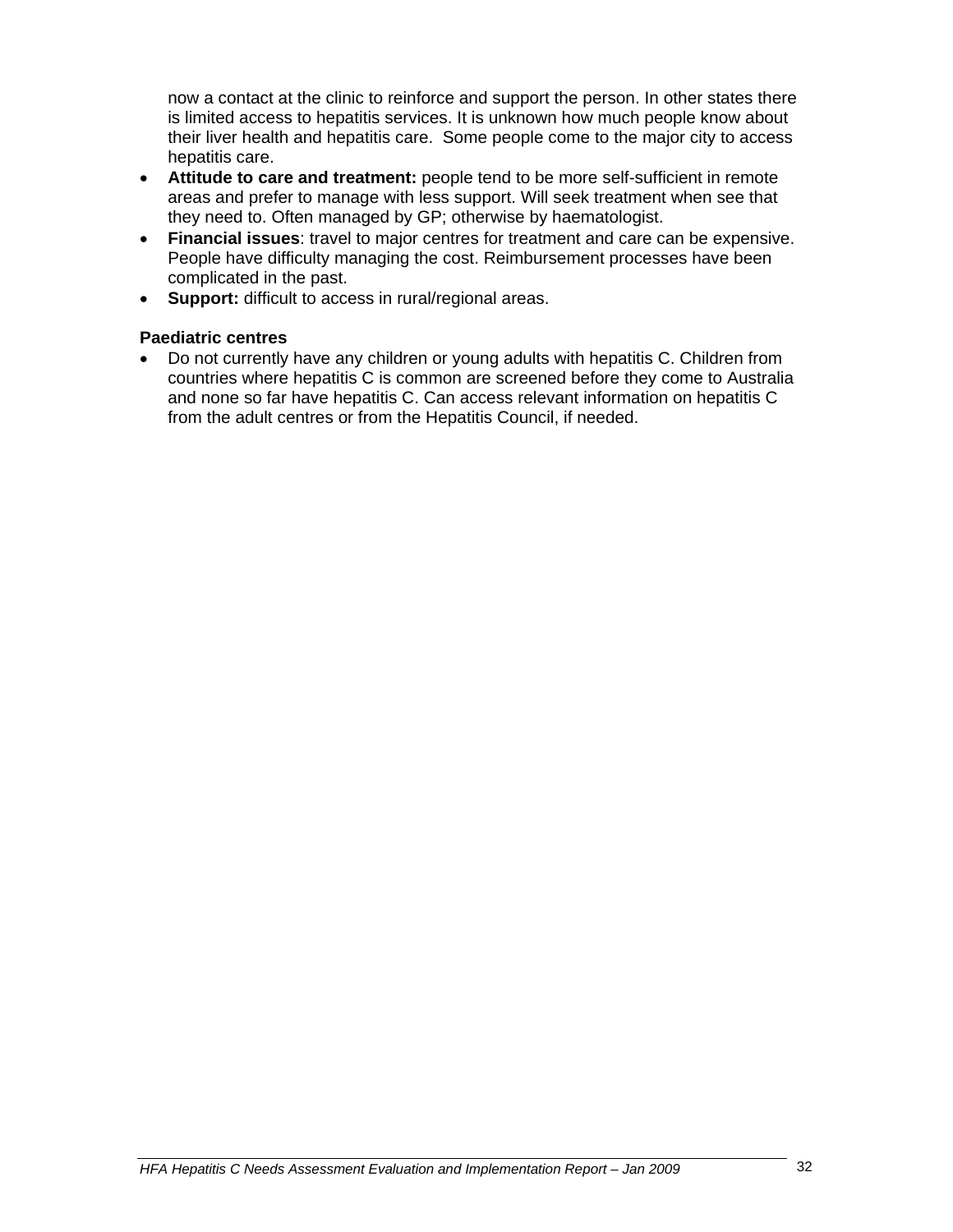now a contact at the clinic to reinforce and support the person. In other states there is limited access to hepatitis services. It is unknown how much people know about their liver health and hepatitis care.  Some people come to the major city to access hepatitis care.

- **Attitude to care and treatment:** people tend to be more self-sufficient in remote areas and prefer to manage with less support. Will seek treatment when see that they need to. Often managed by GP; otherwise by haematologist.
- **Financial issues**: travel to major centres for treatment and care can be expensive. People have difficulty managing the cost. Reimbursement processes have been complicated in the past.
- **Support:** difficult to access in rural/regional areas.

**Paediatric centres**

- Do not currently have any children or young adults with hepatitis C. Children from countries where hepatitis C is common are screened before they come to Australia and none so far have hepatitis C. Can access relevant information on hepatitis C from the adult centres or from the Hepatitis Council, if needed.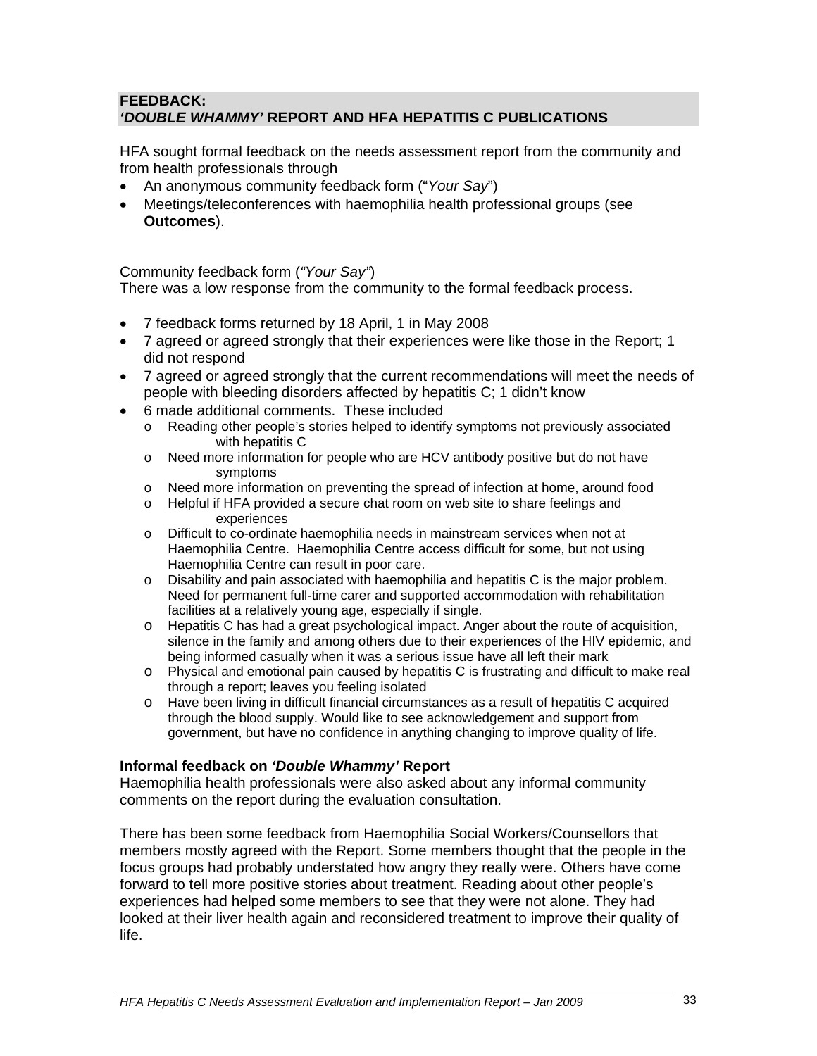## FEEDBACK:
## *'DOUBLE WHAMMY'* REPORT AND HFA HEPATITIS C PUBLICATIONS

HFA sought formal feedback on the needs assessment report from the community and from health professionals through

- An anonymous community feedback form ("*Your Say*")
- Meetings/teleconferences with haemophilia health professional groups (see **Outcomes**).

Community feedback form (*"Your Say"*)
There was a low response from the community to the formal feedback process.

- 7 feedback forms returned by 18 April, 1 in May 2008
- 7 agreed or agreed strongly that their experiences were like those in the Report; 1 did not respond
- 7 agreed or agreed strongly that the current recommendations will meet the needs of people with bleeding disorders affected by hepatitis C; 1 didn't know
- 6 made additional comments. These included
  - Reading other people's stories helped to identify symptoms not previously associated with hepatitis C
  - Need more information for people who are HCV antibody positive but do not have symptoms
  - Need more information on preventing the spread of infection at home, around food
  - Helpful if HFA provided a secure chat room on web site to share feelings and experiences
  - Difficult to co-ordinate haemophilia needs in mainstream services when not at Haemophilia Centre. Haemophilia Centre access difficult for some, but not using Haemophilia Centre can result in poor care.
  - Disability and pain associated with haemophilia and hepatitis C is the major problem. Need for permanent full-time carer and supported accommodation with rehabilitation facilities at a relatively young age, especially if single.
  - Hepatitis C has had a great psychological impact. Anger about the route of acquisition, silence in the family and among others due to their experiences of the HIV epidemic, and being informed casually when it was a serious issue have all left their mark
  - Physical and emotional pain caused by hepatitis C is frustrating and difficult to make real through a report; leaves you feeling isolated
  - Have been living in difficult financial circumstances as a result of hepatitis C acquired through the blood supply. Would like to see acknowledgement and support from government, but have no confidence in anything changing to improve quality of life.

### Informal feedback on *'Double Whammy'* Report

Haemophilia health professionals were also asked about any informal community comments on the report during the evaluation consultation.

There has been some feedback from Haemophilia Social Workers/Counsellors that members mostly agreed with the Report. Some members thought that the people in the focus groups had probably understated how angry they really were. Others have come forward to tell more positive stories about treatment. Reading about other people's experiences had helped some members to see that they were not alone. They had looked at their liver health again and reconsidered treatment to improve their quality of life.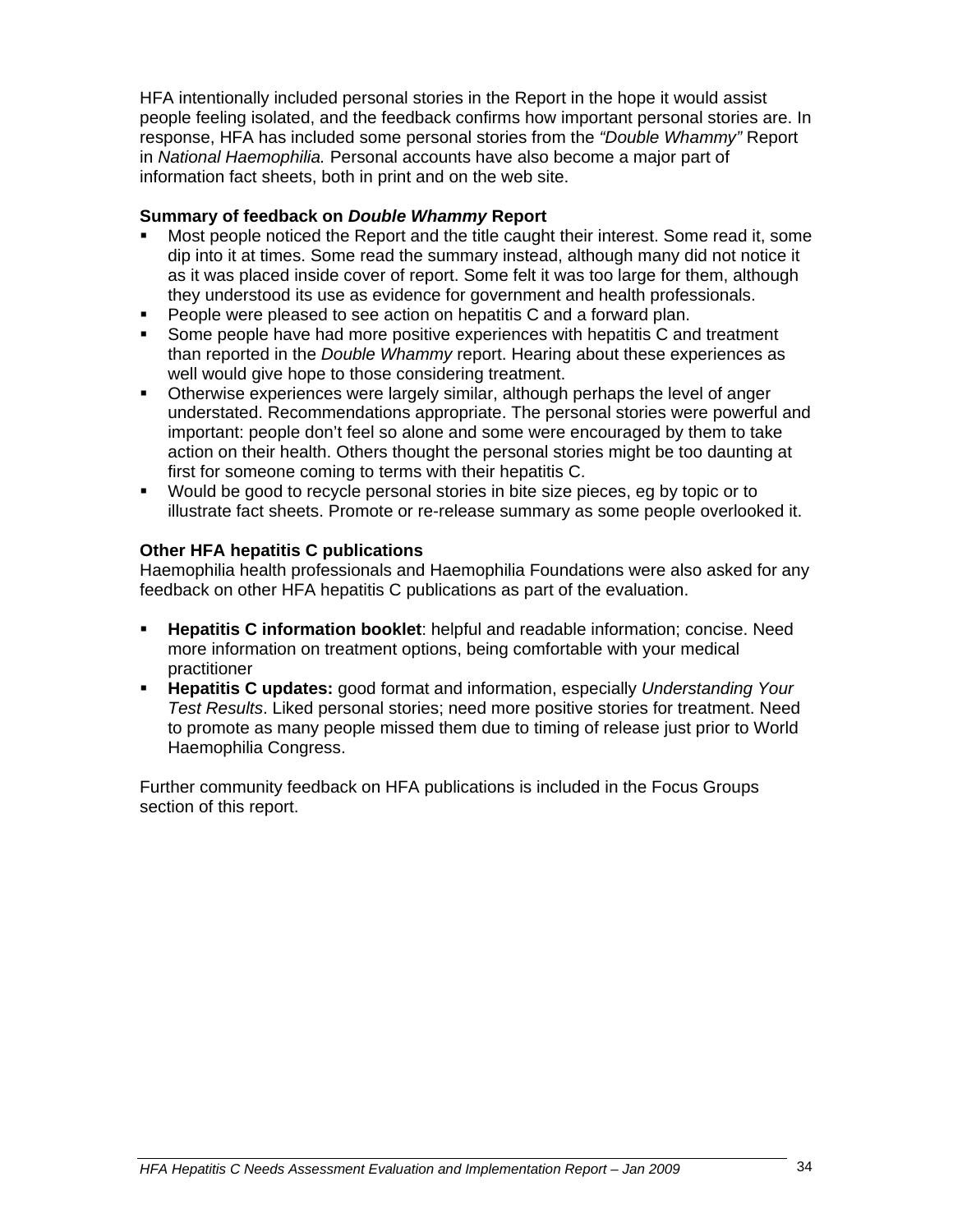HFA intentionally included personal stories in the Report in the hope it would assist people feeling isolated, and the feedback confirms how important personal stories are. In response, HFA has included some personal stories from the *"Double Whammy"* Report in *National Haemophilia.* Personal accounts have also become a major part of information fact sheets, both in print and on the web site.

**Summary of feedback on *Double Whammy* Report**

- Most people noticed the Report and the title caught their interest. Some read it, some dip into it at times. Some read the summary instead, although many did not notice it as it was placed inside cover of report. Some felt it was too large for them, although they understood its use as evidence for government and health professionals.
- People were pleased to see action on hepatitis C and a forward plan.
- Some people have had more positive experiences with hepatitis C and treatment than reported in the *Double Whammy* report. Hearing about these experiences as well would give hope to those considering treatment.
- Otherwise experiences were largely similar, although perhaps the level of anger understated. Recommendations appropriate. The personal stories were powerful and important: people don't feel so alone and some were encouraged by them to take action on their health. Others thought the personal stories might be too daunting at first for someone coming to terms with their hepatitis C.
- Would be good to recycle personal stories in bite size pieces, eg by topic or to illustrate fact sheets. Promote or re-release summary as some people overlooked it.

**Other HFA hepatitis C publications**

Haemophilia health professionals and Haemophilia Foundations were also asked for any feedback on other HFA hepatitis C publications as part of the evaluation.

- **Hepatitis C information booklet**: helpful and readable information; concise. Need more information on treatment options, being comfortable with your medical practitioner
- **Hepatitis C updates:** good format and information, especially *Understanding Your Test Results*. Liked personal stories; need more positive stories for treatment. Need to promote as many people missed them due to timing of release just prior to World Haemophilia Congress.

Further community feedback on HFA publications is included in the Focus Groups section of this report.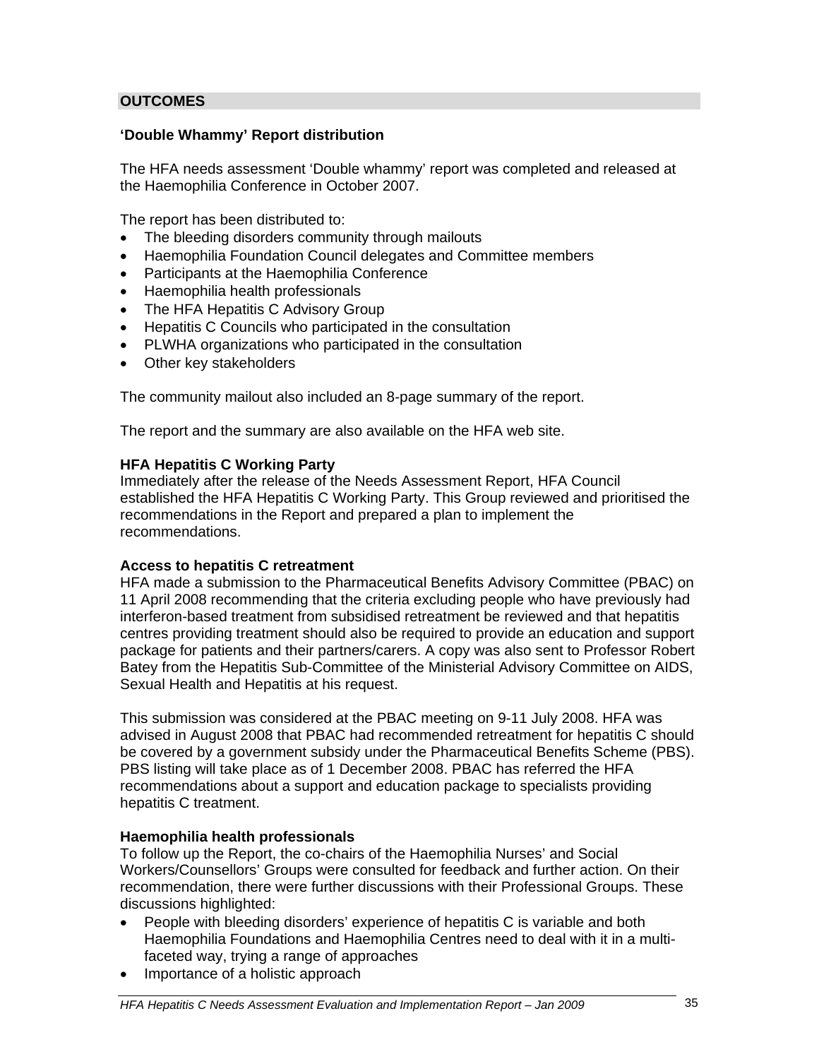## OUTCOMES

### 'Double Whammy' Report distribution

The HFA needs assessment 'Double whammy' report was completed and released at the Haemophilia Conference in October 2007.

The report has been distributed to:

- The bleeding disorders community through mailouts
- Haemophilia Foundation Council delegates and Committee members
- Participants at the Haemophilia Conference
- Haemophilia health professionals
- The HFA Hepatitis C Advisory Group
- Hepatitis C Councils who participated in the consultation
- PLWHA organizations who participated in the consultation
- Other key stakeholders

The community mailout also included an 8-page summary of the report.

The report and the summary are also available on the HFA web site.

**HFA Hepatitis C Working Party**
Immediately after the release of the Needs Assessment Report, HFA Council established the HFA Hepatitis C Working Party. This Group reviewed and prioritised the recommendations in the Report and prepared a plan to implement the recommendations.

**Access to hepatitis C retreatment**
HFA made a submission to the Pharmaceutical Benefits Advisory Committee (PBAC) on 11 April 2008 recommending that the criteria excluding people who have previously had interferon-based treatment from subsidised retreatment be reviewed and that hepatitis centres providing treatment should also be required to provide an education and support package for patients and their partners/carers. A copy was also sent to Professor Robert Batey from the Hepatitis Sub-Committee of the Ministerial Advisory Committee on AIDS, Sexual Health and Hepatitis at his request.

This submission was considered at the PBAC meeting on 9-11 July 2008. HFA was advised in August 2008 that PBAC had recommended retreatment for hepatitis C should be covered by a government subsidy under the Pharmaceutical Benefits Scheme (PBS). PBS listing will take place as of 1 December 2008. PBAC has referred the HFA recommendations about a support and education package to specialists providing hepatitis C treatment.

**Haemophilia health professionals**
To follow up the Report, the co-chairs of the Haemophilia Nurses' and Social Workers/Counsellors' Groups were consulted for feedback and further action. On their recommendation, there were further discussions with their Professional Groups. These discussions highlighted:

- People with bleeding disorders' experience of hepatitis C is variable and both Haemophilia Foundations and Haemophilia Centres need to deal with it in a multi-faceted way, trying a range of approaches
- Importance of a holistic approach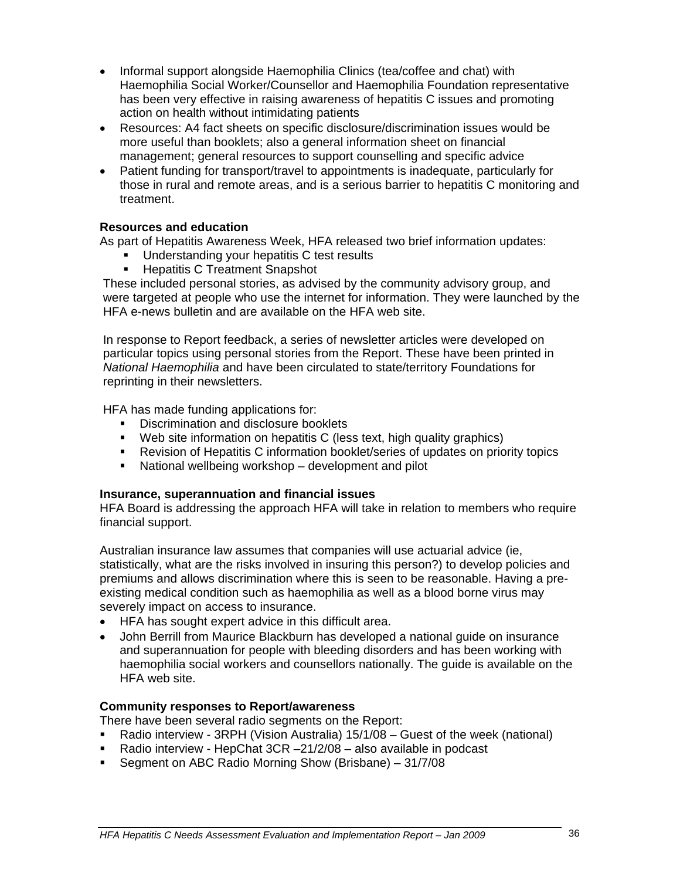- Informal support alongside Haemophilia Clinics (tea/coffee and chat) with Haemophilia Social Worker/Counsellor and Haemophilia Foundation representative has been very effective in raising awareness of hepatitis C issues and promoting action on health without intimidating patients
- Resources: A4 fact sheets on specific disclosure/discrimination issues would be more useful than booklets; also a general information sheet on financial management; general resources to support counselling and specific advice
- Patient funding for transport/travel to appointments is inadequate, particularly for those in rural and remote areas, and is a serious barrier to hepatitis C monitoring and treatment.

**Resources and education**

As part of Hepatitis Awareness Week, HFA released two brief information updates:

- Understanding your hepatitis C test results
- Hepatitis C Treatment Snapshot

These included personal stories, as advised by the community advisory group, and were targeted at people who use the internet for information. They were launched by the HFA e-news bulletin and are available on the HFA web site.

In response to Report feedback, a series of newsletter articles were developed on particular topics using personal stories from the Report. These have been printed in *National Haemophilia* and have been circulated to state/territory Foundations for reprinting in their newsletters.

HFA has made funding applications for:

- Discrimination and disclosure booklets
- Web site information on hepatitis C (less text, high quality graphics)
- Revision of Hepatitis C information booklet/series of updates on priority topics
- National wellbeing workshop – development and pilot

**Insurance, superannuation and financial issues**

HFA Board is addressing the approach HFA will take in relation to members who require financial support.

Australian insurance law assumes that companies will use actuarial advice (ie, statistically, what are the risks involved in insuring this person?) to develop policies and premiums and allows discrimination where this is seen to be reasonable. Having a pre-existing medical condition such as haemophilia as well as a blood borne virus may severely impact on access to insurance.

- HFA has sought expert advice in this difficult area.
- John Berrill from Maurice Blackburn has developed a national guide on insurance and superannuation for people with bleeding disorders and has been working with haemophilia social workers and counsellors nationally. The guide is available on the HFA web site.

**Community responses to Report/awareness**

There have been several radio segments on the Report:

- Radio interview - 3RPH (Vision Australia) 15/1/08 – Guest of the week (national)
- Radio interview - HepChat 3CR –21/2/08 – also available in podcast
- Segment on ABC Radio Morning Show (Brisbane) – 31/7/08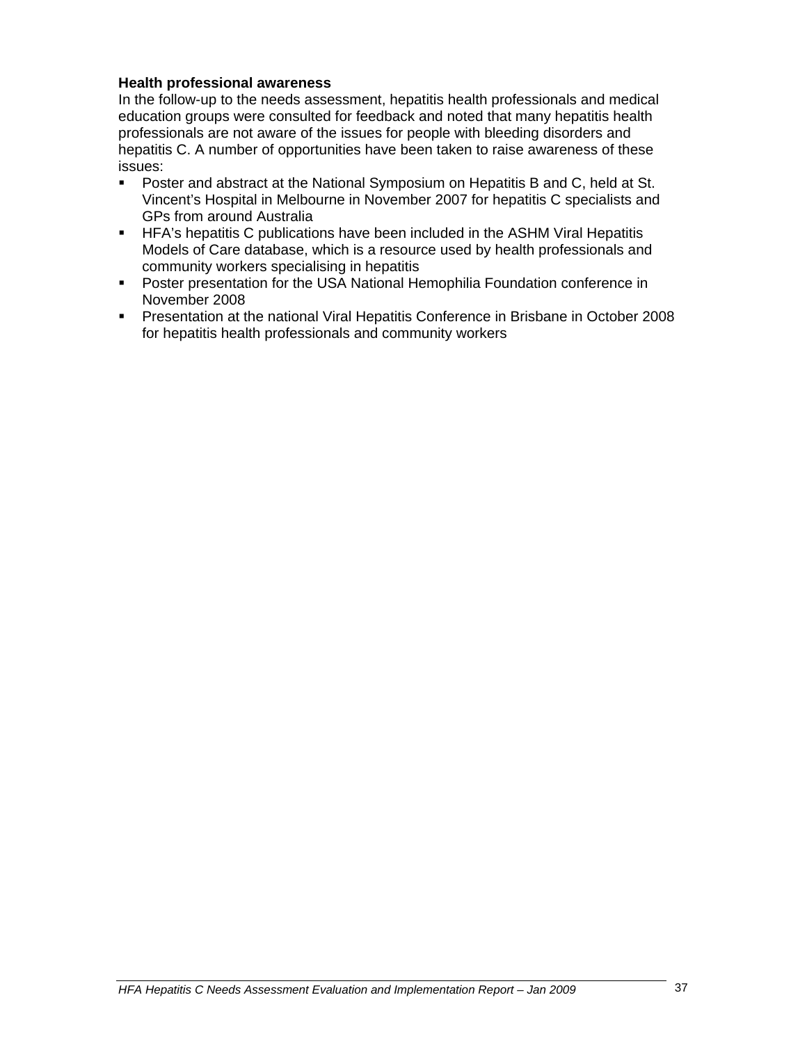**Health professional awareness**

In the follow-up to the needs assessment, hepatitis health professionals and medical education groups were consulted for feedback and noted that many hepatitis health professionals are not aware of the issues for people with bleeding disorders and hepatitis C. A number of opportunities have been taken to raise awareness of these issues:

- Poster and abstract at the National Symposium on Hepatitis B and C, held at St. Vincent's Hospital in Melbourne in November 2007 for hepatitis C specialists and GPs from around Australia
- HFA's hepatitis C publications have been included in the ASHM Viral Hepatitis Models of Care database, which is a resource used by health professionals and community workers specialising in hepatitis
- Poster presentation for the USA National Hemophilia Foundation conference in November 2008
- Presentation at the national Viral Hepatitis Conference in Brisbane in October 2008 for hepatitis health professionals and community workers